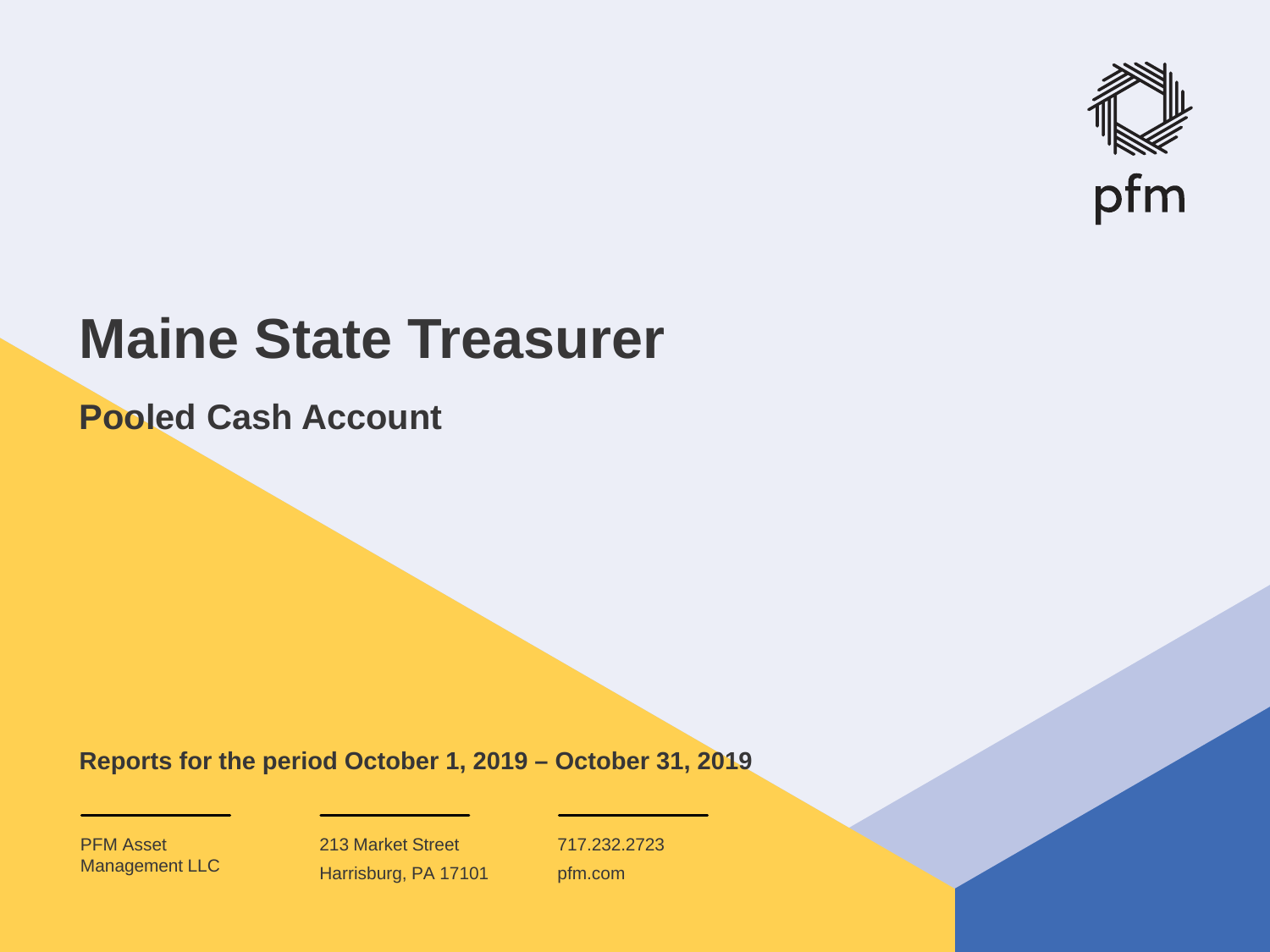pfm

# Maine State Treasurer

## Pooled Cash Account

**Reports for the period October 1, 2019 – October 31, 2019**

PFM Asset Management LLC

213 Market Street
Harrisburg, PA 17101

717.232.2723
pfm.com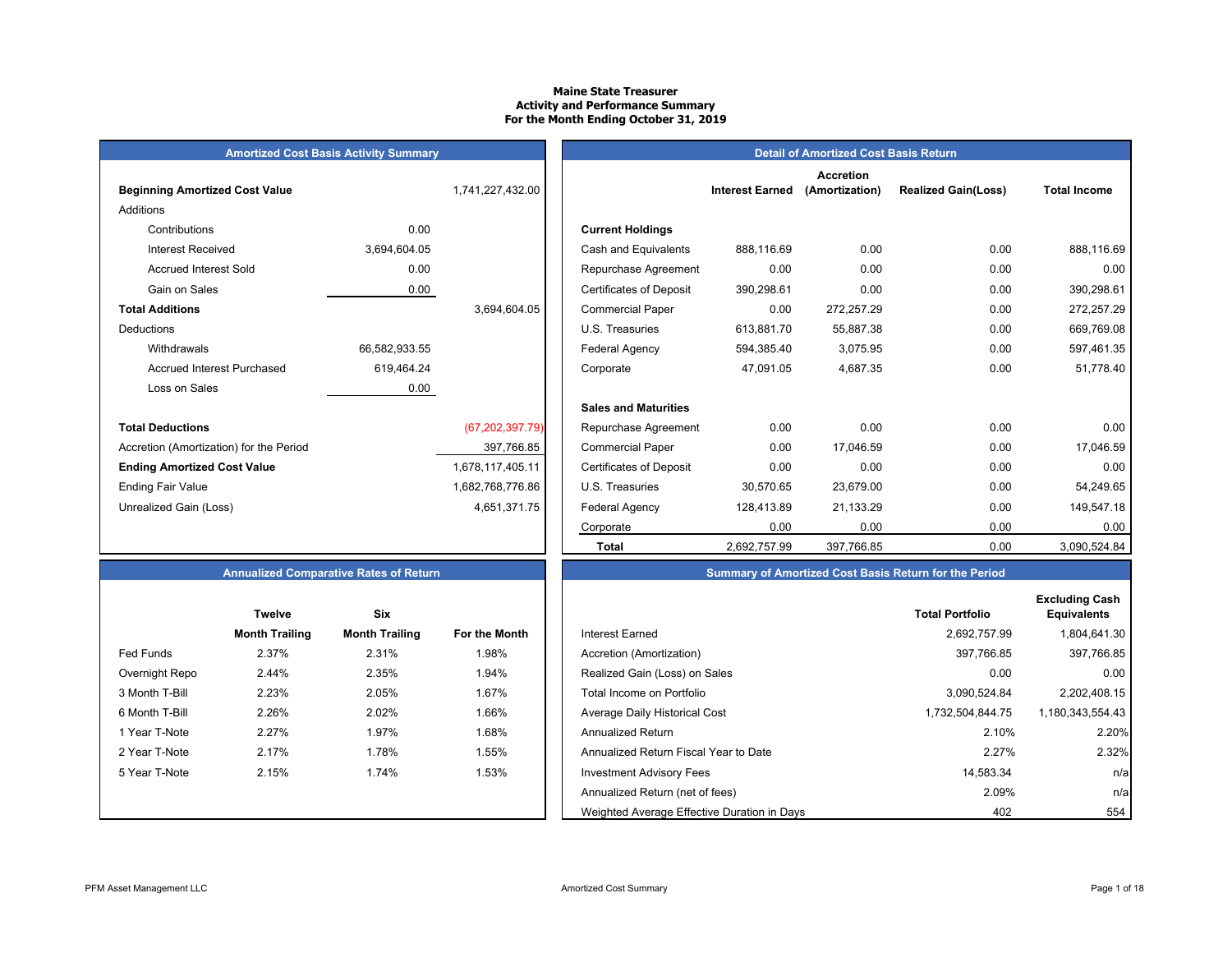**Maine State Treasurer**
**Activity and Performance Summary**
**For the Month Ending October 31, 2019**

## Amortized Cost Basis Activity Summary

| | | |
|---|---|---|
| **Beginning Amortized Cost Value** | | 1,741,227,432.00 |
| Additions | | |
| Contributions | 0.00 | |
| Interest Received | 3,694,604.05 | |
| Accrued Interest Sold | 0.00 | |
| Gain on Sales | 0.00 | |
| **Total Additions** | | 3,694,604.05 |
| Deductions | | |
| Withdrawals | 66,582,933.55 | |
| Accrued Interest Purchased | 619,464.24 | |
| Loss on Sales | 0.00 | |
| **Total Deductions** | | (67,202,397.79) |
| Accretion (Amortization) for the Period | | 397,766.85 |
| **Ending Amortized Cost Value** | | 1,678,117,405.11 |
| Ending Fair Value | | 1,682,768,776.86 |
| Unrealized Gain (Loss) | | 4,651,371.75 |

## Detail of Amortized Cost Basis Return

| | Interest Earned | Accretion (Amortization) | Realized Gain(Loss) | Total Income |
|---|---|---|---|---|
| **Current Holdings** | | | | |
| Cash and Equivalents | 888,116.69 | 0.00 | 0.00 | 888,116.69 |
| Repurchase Agreement | 0.00 | 0.00 | 0.00 | 0.00 |
| Certificates of Deposit | 390,298.61 | 0.00 | 0.00 | 390,298.61 |
| Commercial Paper | 0.00 | 272,257.29 | 0.00 | 272,257.29 |
| U.S. Treasuries | 613,881.70 | 55,887.38 | 0.00 | 669,769.08 |
| Federal Agency | 594,385.40 | 3,075.95 | 0.00 | 597,461.35 |
| Corporate | 47,091.05 | 4,687.35 | 0.00 | 51,778.40 |
| **Sales and Maturities** | | | | |
| Repurchase Agreement | 0.00 | 0.00 | 0.00 | 0.00 |
| Commercial Paper | 0.00 | 17,046.59 | 0.00 | 17,046.59 |
| Certificates of Deposit | 0.00 | 0.00 | 0.00 | 0.00 |
| U.S. Treasuries | 30,570.65 | 23,679.00 | 0.00 | 54,249.65 |
| Federal Agency | 128,413.89 | 21,133.29 | 0.00 | 149,547.18 |
| Corporate | 0.00 | 0.00 | 0.00 | 0.00 |
| **Total** | 2,692,757.99 | 397,766.85 | 0.00 | 3,090,524.84 |

## Annualized Comparative Rates of Return

| | Twelve Month Trailing | Six Month Trailing | For the Month |
|---|---|---|---|
| Fed Funds | 2.37% | 2.31% | 1.98% |
| Overnight Repo | 2.44% | 2.35% | 1.94% |
| 3 Month T-Bill | 2.23% | 2.05% | 1.67% |
| 6 Month T-Bill | 2.26% | 2.02% | 1.66% |
| 1 Year T-Note | 2.27% | 1.97% | 1.68% |
| 2 Year T-Note | 2.17% | 1.78% | 1.55% |
| 5 Year T-Note | 2.15% | 1.74% | 1.53% |

## Summary of Amortized Cost Basis Return for the Period

| | Total Portfolio | Excluding Cash Equivalents |
|---|---|---|
| Interest Earned | 2,692,757.99 | 1,804,641.30 |
| Accretion (Amortization) | 397,766.85 | 397,766.85 |
| Realized Gain (Loss) on Sales | 0.00 | 0.00 |
| Total Income on Portfolio | 3,090,524.84 | 2,202,408.15 |
| Average Daily Historical Cost | 1,732,504,844.75 | 1,180,343,554.43 |
| Annualized Return | 2.10% | 2.20% |
| Annualized Return Fiscal Year to Date | 2.27% | 2.32% |
| Investment Advisory Fees | 14,583.34 | n/a |
| Annualized Return (net of fees) | 2.09% | n/a |
| Weighted Average Effective Duration in Days | 402 | 554 |

PFM Asset Management LLC — Amortized Cost Summary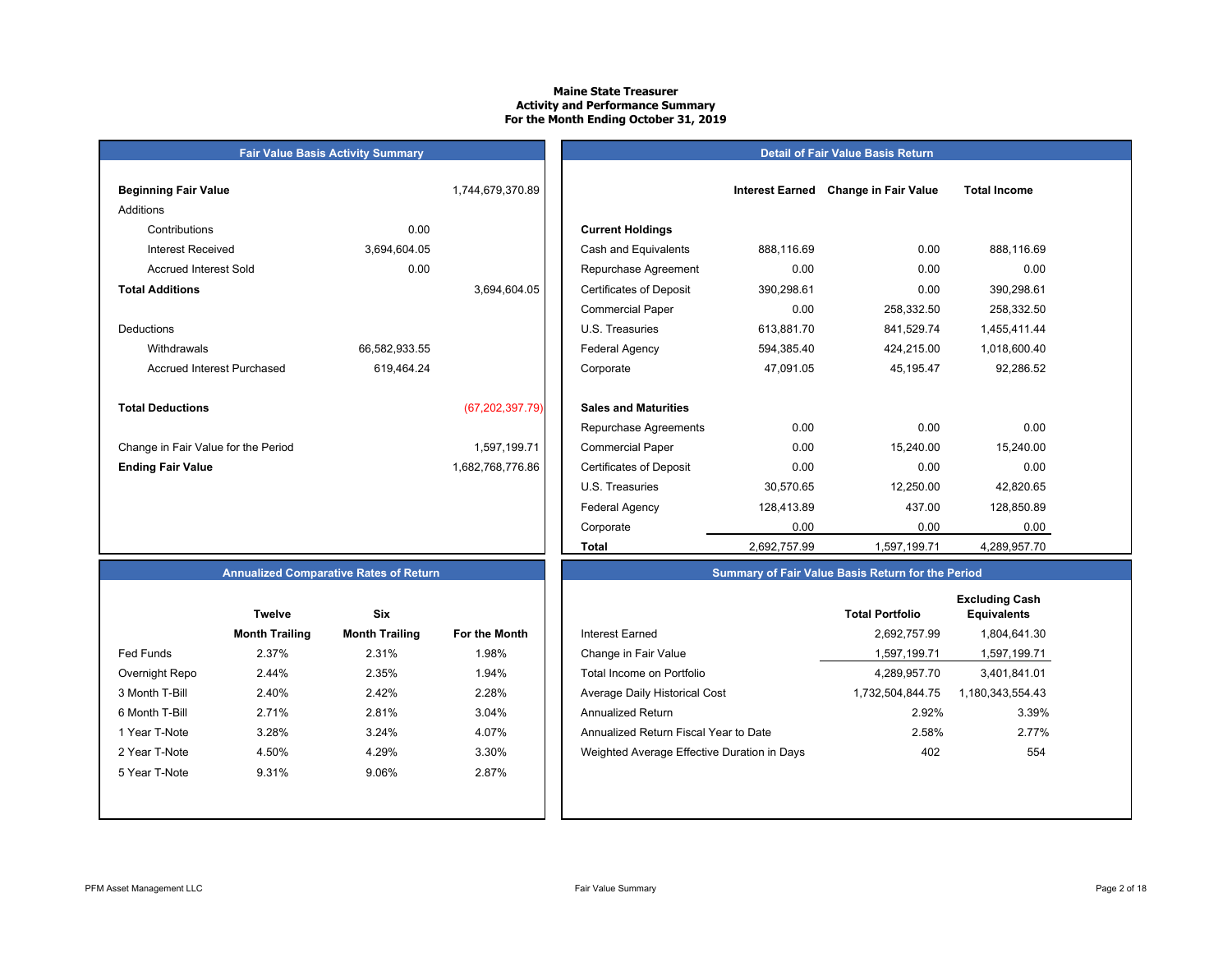# Maine State Treasurer
## Activity and Performance Summary
### For the Month Ending October 31, 2019

## Fair Value Basis Activity Summary

| | | |
|---|---|---|
| **Beginning Fair Value** | | 1,744,679,370.89 |
| Additions | | |
| Contributions | 0.00 | |
| Interest Received | 3,694,604.05 | |
| Accrued Interest Sold | 0.00 | |
| **Total Additions** | | 3,694,604.05 |
| Deductions | | |
| Withdrawals | 66,582,933.55 | |
| Accrued Interest Purchased | 619,464.24 | |
| **Total Deductions** | | (67,202,397.79) |
| Change in Fair Value for the Period | | 1,597,199.71 |
| **Ending Fair Value** | | 1,682,768,776.86 |

## Detail of Fair Value Basis Return

| | Interest Earned | Change in Fair Value | Total Income |
|---|---|---|---|
| **Current Holdings** | | | |
| Cash and Equivalents | 888,116.69 | 0.00 | 888,116.69 |
| Repurchase Agreement | 0.00 | 0.00 | 0.00 |
| Certificates of Deposit | 390,298.61 | 0.00 | 390,298.61 |
| Commercial Paper | 0.00 | 258,332.50 | 258,332.50 |
| U.S. Treasuries | 613,881.70 | 841,529.74 | 1,455,411.44 |
| Federal Agency | 594,385.40 | 424,215.00 | 1,018,600.40 |
| Corporate | 47,091.05 | 45,195.47 | 92,286.52 |
| **Sales and Maturities** | | | |
| Repurchase Agreements | 0.00 | 0.00 | 0.00 |
| Commercial Paper | 0.00 | 15,240.00 | 15,240.00 |
| Certificates of Deposit | 0.00 | 0.00 | 0.00 |
| U.S. Treasuries | 30,570.65 | 12,250.00 | 42,820.65 |
| Federal Agency | 128,413.89 | 437.00 | 128,850.89 |
| Corporate | 0.00 | 0.00 | 0.00 |
| **Total** | 2,692,757.99 | 1,597,199.71 | 4,289,957.70 |

## Annualized Comparative Rates of Return

| | Twelve Month Trailing | Six Month Trailing | For the Month |
|---|---|---|---|
| Fed Funds | 2.37% | 2.31% | 1.98% |
| Overnight Repo | 2.44% | 2.35% | 1.94% |
| 3 Month T-Bill | 2.40% | 2.42% | 2.28% |
| 6 Month T-Bill | 2.71% | 2.81% | 3.04% |
| 1 Year T-Note | 3.28% | 3.24% | 4.07% |
| 2 Year T-Note | 4.50% | 4.29% | 3.30% |
| 5 Year T-Note | 9.31% | 9.06% | 2.87% |

## Summary of Fair Value Basis Return for the Period

| | Total Portfolio | Excluding Cash Equivalents |
|---|---|---|
| Interest Earned | 2,692,757.99 | 1,804,641.30 |
| Change in Fair Value | 1,597,199.71 | 1,597,199.71 |
| Total Income on Portfolio | 4,289,957.70 | 3,401,841.01 |
| Average Daily Historical Cost | 1,732,504,844.75 | 1,180,343,554.43 |
| Annualized Return | 2.92% | 3.39% |
| Annualized Return Fiscal Year to Date | 2.58% | 2.77% |
| Weighted Average Effective Duration in Days | 402 | 554 |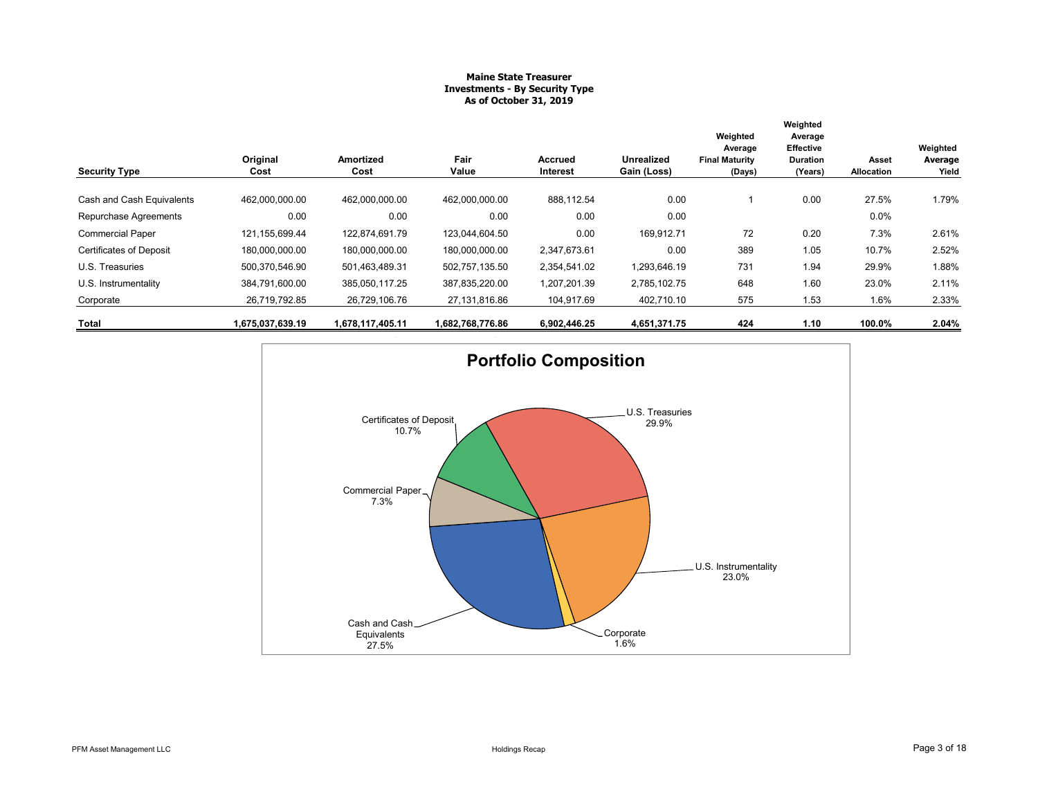**Maine State Treasurer**
**Investments - By Security Type**
**As of October 31, 2019**

| Security Type | Original Cost | Amortized Cost | Fair Value | Accrued Interest | Unrealized Gain (Loss) | Weighted Average Final Maturity (Days) | Weighted Average Effective Duration (Years) | Asset Allocation | Weighted Average Yield |
|---|---|---|---|---|---|---|---|---|---|
| Cash and Cash Equivalents | 462,000,000.00 | 462,000,000.00 | 462,000,000.00 | 888,112.54 | 0.00 | 1 | 0.00 | 27.5% | 1.79% |
| Repurchase Agreements | 0.00 | 0.00 | 0.00 | 0.00 | 0.00 | | | 0.0% | |
| Commercial Paper | 121,155,699.44 | 122,874,691.79 | 123,044,604.50 | 0.00 | 169,912.71 | 72 | 0.20 | 7.3% | 2.61% |
| Certificates of Deposit | 180,000,000.00 | 180,000,000.00 | 180,000,000.00 | 2,347,673.61 | 0.00 | 389 | 1.05 | 10.7% | 2.52% |
| U.S. Treasuries | 500,370,546.90 | 501,463,489.31 | 502,757,135.50 | 2,354,541.02 | 1,293,646.19 | 731 | 1.94 | 29.9% | 1.88% |
| U.S. Instrumentality | 384,791,600.00 | 385,050,117.25 | 387,835,220.00 | 1,207,201.39 | 2,785,102.75 | 648 | 1.60 | 23.0% | 2.11% |
| Corporate | 26,719,792.85 | 26,729,106.76 | 27,131,816.86 | 104,917.69 | 402,710.10 | 575 | 1.53 | 1.6% | 2.33% |
| **Total** | **1,675,037,639.19** | **1,678,117,405.11** | **1,682,768,776.86** | **6,902,446.25** | **4,651,371.75** | **424** | **1.10** | **100.0%** | **2.04%** |

## Portfolio Composition

- U.S. Treasuries 29.9%
- Cash and Cash Equivalents 27.5%
- U.S. Instrumentality 23.0%
- Certificates of Deposit 10.7%
- Commercial Paper 7.3%
- Corporate 1.6%

Holdings Recap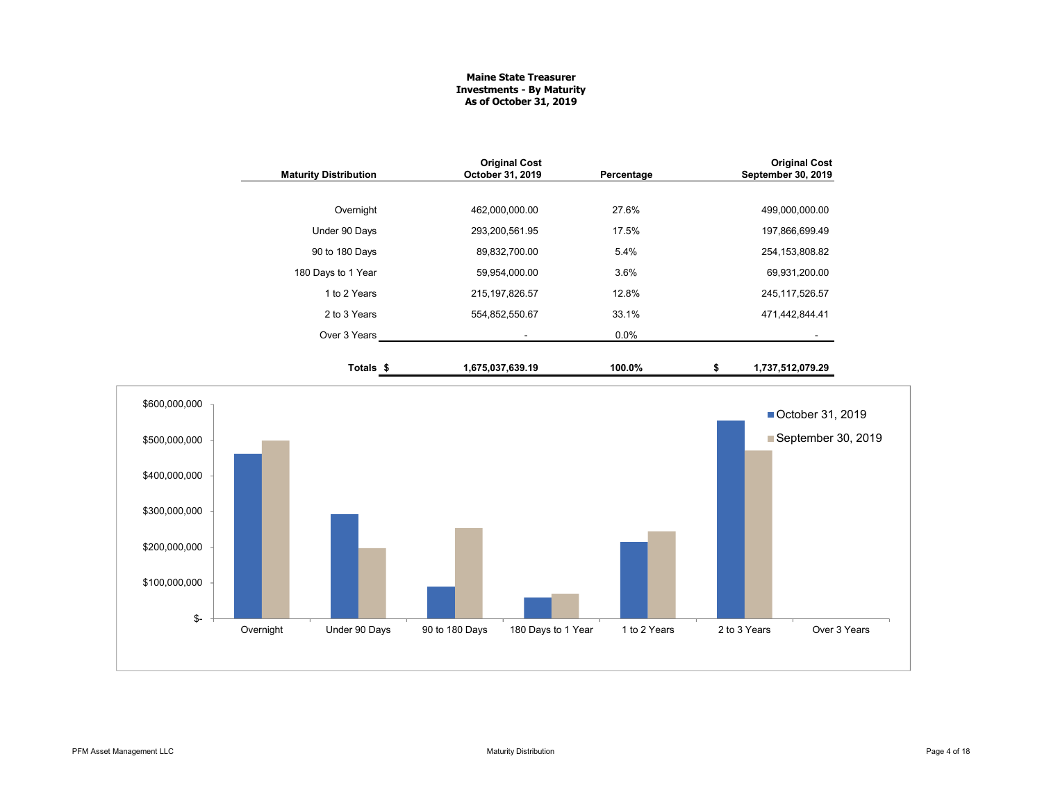# Maine State Treasurer
## Investments - By Maturity
### As of October 31, 2019

| Maturity Distribution | Original Cost October 31, 2019 | Percentage | Original Cost September 30, 2019 |
|---|---|---|---|
| Overnight | 462,000,000.00 | 27.6% | 499,000,000.00 |
| Under 90 Days | 293,200,561.95 | 17.5% | 197,866,699.49 |
| 90 to 180 Days | 89,832,700.00 | 5.4% | 254,153,808.82 |
| 180 Days to 1 Year | 59,954,000.00 | 3.6% | 69,931,200.00 |
| 1 to 2 Years | 215,197,826.57 | 12.8% | 245,117,526.57 |
| 2 to 3 Years | 554,852,550.67 | 33.1% | 471,442,844.41 |
| Over 3 Years | - | 0.0% | - |
| **Totals** | **$ 1,675,037,639.19** | **100.0%** | **$ 1,737,512,079.29** |

Chart legend: October 31, 2019; September 30, 2019

Y-axis: $-, $100,000,000, $200,000,000, $300,000,000, $400,000,000, $500,000,000, $600,000,000

X-axis: Overnight, Under 90 Days, 90 to 180 Days, 180 Days to 1 Year, 1 to 2 Years, 2 to 3 Years, Over 3 Years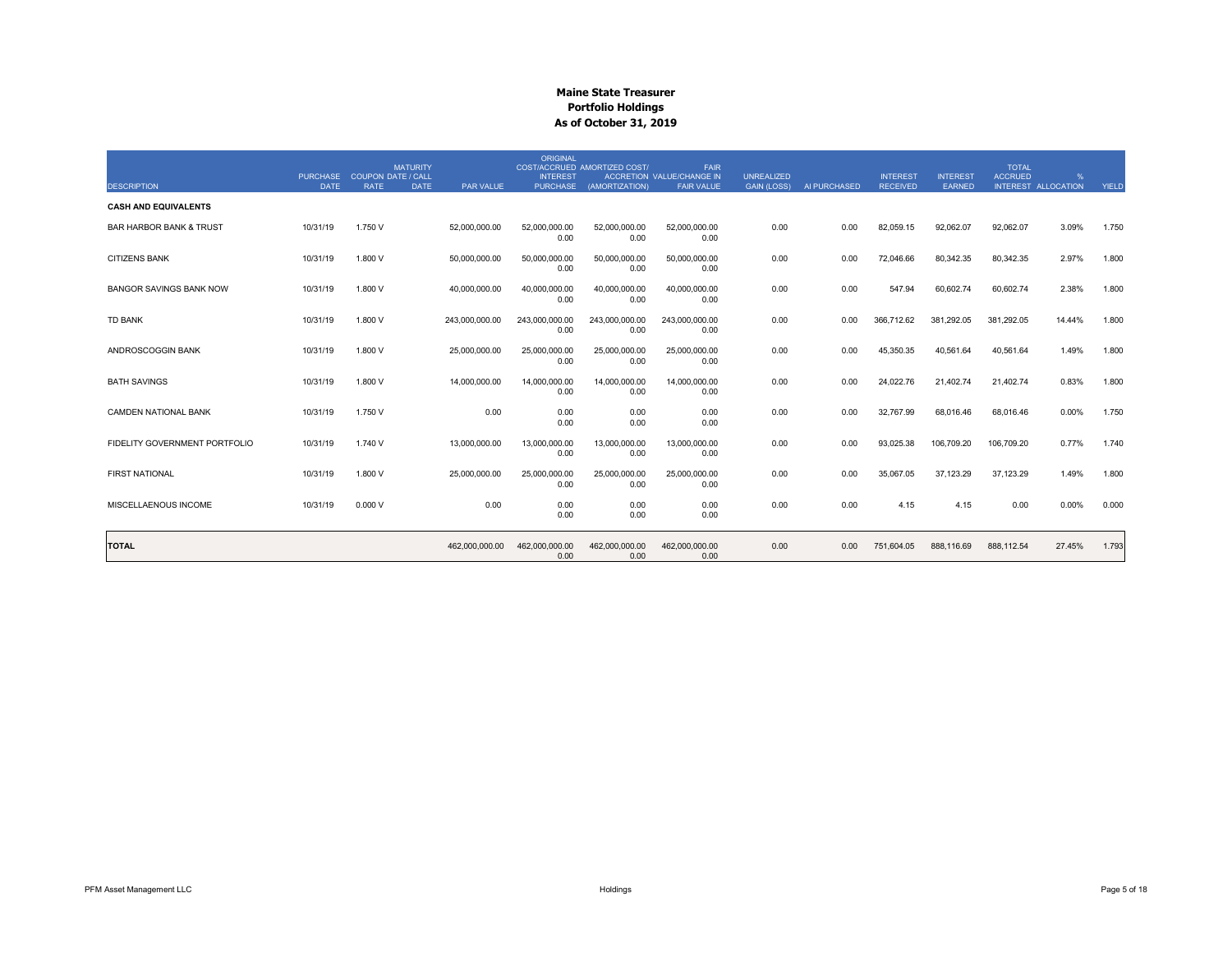# Maine State Treasurer
## Portfolio Holdings
### As of October 31, 2019

| DESCRIPTION | PURCHASE DATE | COUPON RATE | MATURITY DATE / CALL DATE | PAR VALUE | ORIGINAL COST/ACCRUED INTEREST PURCHASE | AMORTIZED COST/ ACCRETION (AMORTIZATION) | FAIR VALUE/CHANGE IN FAIR VALUE | UNREALIZED GAIN (LOSS) | AI PURCHASED | INTEREST RECEIVED | INTEREST EARNED | TOTAL ACCRUED INTEREST | % ALLOCATION | YIELD |
|---|---|---|---|---|---|---|---|---|---|---|---|---|---|---|
| **CASH AND EQUIVALENTS** | | | | | | | | | | | | | | |
| BAR HARBOR BANK & TRUST | 10/31/19 | 1.750 V | | 52,000,000.00 | 52,000,000.00<br>0.00 | 52,000,000.00<br>0.00 | 52,000,000.00<br>0.00 | 0.00 | 0.00 | 82,059.15 | 92,062.07 | 92,062.07 | 3.09% | 1.750 |
| CITIZENS BANK | 10/31/19 | 1.800 V | | 50,000,000.00 | 50,000,000.00<br>0.00 | 50,000,000.00<br>0.00 | 50,000,000.00<br>0.00 | 0.00 | 0.00 | 72,046.66 | 80,342.35 | 80,342.35 | 2.97% | 1.800 |
| BANGOR SAVINGS BANK NOW | 10/31/19 | 1.800 V | | 40,000,000.00 | 40,000,000.00<br>0.00 | 40,000,000.00<br>0.00 | 40,000,000.00<br>0.00 | 0.00 | 0.00 | 547.94 | 60,602.74 | 60,602.74 | 2.38% | 1.800 |
| TD BANK | 10/31/19 | 1.800 V | | 243,000,000.00 | 243,000,000.00<br>0.00 | 243,000,000.00<br>0.00 | 243,000,000.00<br>0.00 | 0.00 | 0.00 | 366,712.62 | 381,292.05 | 381,292.05 | 14.44% | 1.800 |
| ANDROSCOGGIN BANK | 10/31/19 | 1.800 V | | 25,000,000.00 | 25,000,000.00<br>0.00 | 25,000,000.00<br>0.00 | 25,000,000.00<br>0.00 | 0.00 | 0.00 | 45,350.35 | 40,561.64 | 40,561.64 | 1.49% | 1.800 |
| BATH SAVINGS | 10/31/19 | 1.800 V | | 14,000,000.00 | 14,000,000.00<br>0.00 | 14,000,000.00<br>0.00 | 14,000,000.00<br>0.00 | 0.00 | 0.00 | 24,022.76 | 21,402.74 | 21,402.74 | 0.83% | 1.800 |
| CAMDEN NATIONAL BANK | 10/31/19 | 1.750 V | | 0.00 | 0.00<br>0.00 | 0.00<br>0.00 | 0.00<br>0.00 | 0.00 | 0.00 | 32,767.99 | 68,016.46 | 68,016.46 | 0.00% | 1.750 |
| FIDELITY GOVERNMENT PORTFOLIO | 10/31/19 | 1.740 V | | 13,000,000.00 | 13,000,000.00<br>0.00 | 13,000,000.00<br>0.00 | 13,000,000.00<br>0.00 | 0.00 | 0.00 | 93,025.38 | 106,709.20 | 106,709.20 | 0.77% | 1.740 |
| FIRST NATIONAL | 10/31/19 | 1.800 V | | 25,000,000.00 | 25,000,000.00<br>0.00 | 25,000,000.00<br>0.00 | 25,000,000.00<br>0.00 | 0.00 | 0.00 | 35,067.05 | 37,123.29 | 37,123.29 | 1.49% | 1.800 |
| MISCELLANEOUS INCOME | 10/31/19 | 0.000 V | | 0.00 | 0.00<br>0.00 | 0.00<br>0.00 | 0.00<br>0.00 | 0.00 | 0.00 | 4.15 | 4.15 | 0.00 | 0.00% | 0.000 |
| **TOTAL** | | | | 462,000,000.00 | 462,000,000.00<br>0.00 | 462,000,000.00<br>0.00 | 462,000,000.00<br>0.00 | 0.00 | 0.00 | 751,604.05 | 888,116.69 | 888,112.54 | 27.45% | 1.793 |

PFM Asset Management LLC Holdings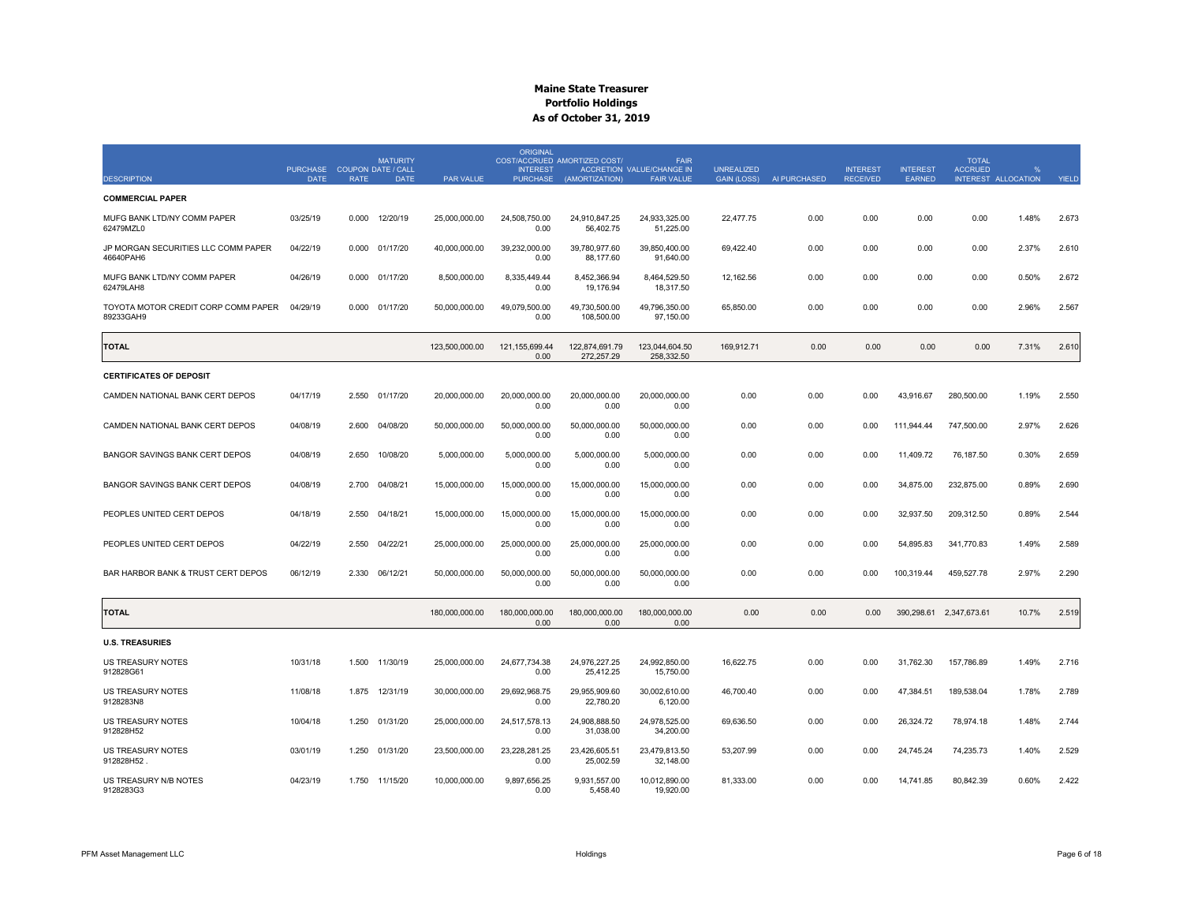# Maine State Treasurer
## Portfolio Holdings
### As of October 31, 2019

| DESCRIPTION | PURCHASE DATE | COUPON RATE | MATURITY DATE / CALL DATE | PAR VALUE | ORIGINAL COST/ACCRUED INTEREST PURCHASE | AMORTIZED COST/ ACCRETION (AMORTIZATION) | FAIR VALUE/CHANGE IN FAIR VALUE | UNREALIZED GAIN (LOSS) | AI PURCHASED | INTEREST RECEIVED | INTEREST EARNED | TOTAL ACCRUED INTEREST | % ALLOCATION | YIELD |
|---|---|---|---|---|---|---|---|---|---|---|---|---|---|---|
| **COMMERCIAL PAPER** | | | | | | | | | | | | | | |
| MUFG BANK LTD/NY COMM PAPER 62479MZL0 | 03/25/19 | 0.000 | 12/20/19 | 25,000,000.00 | 24,508,750.00 0.00 | 24,910,847.25 56,402.75 | 24,933,325.00 51,225.00 | 22,477.75 | 0.00 | 0.00 | 0.00 | 0.00 | 1.48% | 2.673 |
| JP MORGAN SECURITIES LLC COMM PAPER 46640PAH6 | 04/22/19 | 0.000 | 01/17/20 | 40,000,000.00 | 39,232,000.00 0.00 | 39,780,977.60 88,177.60 | 39,850,400.00 91,640.00 | 69,422.40 | 0.00 | 0.00 | 0.00 | 0.00 | 2.37% | 2.610 |
| MUFG BANK LTD/NY COMM PAPER 62479LAH8 | 04/26/19 | 0.000 | 01/17/20 | 8,500,000.00 | 8,335,449.44 0.00 | 8,452,366.94 19,176.94 | 8,464,529.50 18,317.50 | 12,162.56 | 0.00 | 0.00 | 0.00 | 0.00 | 0.50% | 2.672 |
| TOYOTA MOTOR CREDIT CORP COMM PAPER 89233GAH9 | 04/29/19 | 0.000 | 01/17/20 | 50,000,000.00 | 49,079,500.00 0.00 | 49,730,500.00 108,500.00 | 49,796,350.00 97,150.00 | 65,850.00 | 0.00 | 0.00 | 0.00 | 0.00 | 2.96% | 2.567 |
| **TOTAL** | | | | 123,500,000.00 | 121,155,699.44 0.00 | 122,874,691.79 272,257.29 | 123,044,604.50 258,332.50 | 169,912.71 | 0.00 | 0.00 | 0.00 | 0.00 | 7.31% | 2.610 |
| **CERTIFICATES OF DEPOSIT** | | | | | | | | | | | | | | |
| CAMDEN NATIONAL BANK CERT DEPOS | 04/17/19 | 2.550 | 01/17/20 | 20,000,000.00 | 20,000,000.00 0.00 | 20,000,000.00 0.00 | 20,000,000.00 0.00 | 0.00 | 0.00 | 0.00 | 43,916.67 | 280,500.00 | 1.19% | 2.550 |
| CAMDEN NATIONAL BANK CERT DEPOS | 04/08/19 | 2.600 | 04/08/20 | 50,000,000.00 | 50,000,000.00 0.00 | 50,000,000.00 0.00 | 50,000,000.00 0.00 | 0.00 | 0.00 | 0.00 | 111,944.44 | 747,500.00 | 2.97% | 2.626 |
| BANGOR SAVINGS BANK CERT DEPOS | 04/08/19 | 2.650 | 10/08/20 | 5,000,000.00 | 5,000,000.00 0.00 | 5,000,000.00 0.00 | 5,000,000.00 0.00 | 0.00 | 0.00 | 0.00 | 11,409.72 | 76,187.50 | 0.30% | 2.659 |
| BANGOR SAVINGS BANK CERT DEPOS | 04/08/19 | 2.700 | 04/08/21 | 15,000,000.00 | 15,000,000.00 0.00 | 15,000,000.00 0.00 | 15,000,000.00 0.00 | 0.00 | 0.00 | 0.00 | 34,875.00 | 232,875.00 | 0.89% | 2.690 |
| PEOPLES UNITED CERT DEPOS | 04/18/19 | 2.550 | 04/18/21 | 15,000,000.00 | 15,000,000.00 0.00 | 15,000,000.00 0.00 | 15,000,000.00 0.00 | 0.00 | 0.00 | 0.00 | 32,937.50 | 209,312.50 | 0.89% | 2.544 |
| PEOPLES UNITED CERT DEPOS | 04/22/19 | 2.550 | 04/22/21 | 25,000,000.00 | 25,000,000.00 0.00 | 25,000,000.00 0.00 | 25,000,000.00 0.00 | 0.00 | 0.00 | 0.00 | 54,895.83 | 341,770.83 | 1.49% | 2.589 |
| BAR HARBOR BANK & TRUST CERT DEPOS | 06/12/19 | 2.330 | 06/12/21 | 50,000,000.00 | 50,000,000.00 0.00 | 50,000,000.00 0.00 | 50,000,000.00 0.00 | 0.00 | 0.00 | 0.00 | 100,319.44 | 459,527.78 | 2.97% | 2.290 |
| **TOTAL** | | | | 180,000,000.00 | 180,000,000.00 0.00 | 180,000,000.00 0.00 | 180,000,000.00 0.00 | 0.00 | 0.00 | 0.00 | 390,298.61 | 2,347,673.61 | 10.7% | 2.519 |
| **U.S. TREASURIES** | | | | | | | | | | | | | | |
| US TREASURY NOTES 912828G61 | 10/31/18 | 1.500 | 11/30/19 | 25,000,000.00 | 24,677,734.38 0.00 | 24,976,227.25 25,412.25 | 24,992,850.00 15,750.00 | 16,622.75 | 0.00 | 0.00 | 31,762.30 | 157,786.89 | 1.49% | 2.716 |
| US TREASURY NOTES 9128283N8 | 11/08/18 | 1.875 | 12/31/19 | 30,000,000.00 | 29,692,968.75 0.00 | 29,955,909.60 22,780.20 | 30,002,610.00 6,120.00 | 46,700.40 | 0.00 | 0.00 | 47,384.51 | 189,538.04 | 1.78% | 2.789 |
| US TREASURY NOTES 912828H52 | 10/04/18 | 1.250 | 01/31/20 | 25,000,000.00 | 24,517,578.13 0.00 | 24,908,888.50 31,038.00 | 24,978,525.00 34,200.00 | 69,636.50 | 0.00 | 0.00 | 26,324.72 | 78,974.18 | 1.48% | 2.744 |
| US TREASURY NOTES 912828H52 . | 03/01/19 | 1.250 | 01/31/20 | 23,500,000.00 | 23,228,281.25 0.00 | 23,426,605.51 25,002.59 | 23,479,813.50 32,148.00 | 53,207.99 | 0.00 | 0.00 | 24,745.24 | 74,235.73 | 1.40% | 2.529 |
| US TREASURY N/B NOTES 9128283G3 | 04/23/19 | 1.750 | 11/15/20 | 10,000,000.00 | 9,897,656.25 0.00 | 9,931,557.00 5,458.40 | 10,012,890.00 19,920.00 | 81,333.00 | 0.00 | 0.00 | 14,741.85 | 80,842.39 | 0.60% | 2.422 |

PFM Asset Management LLC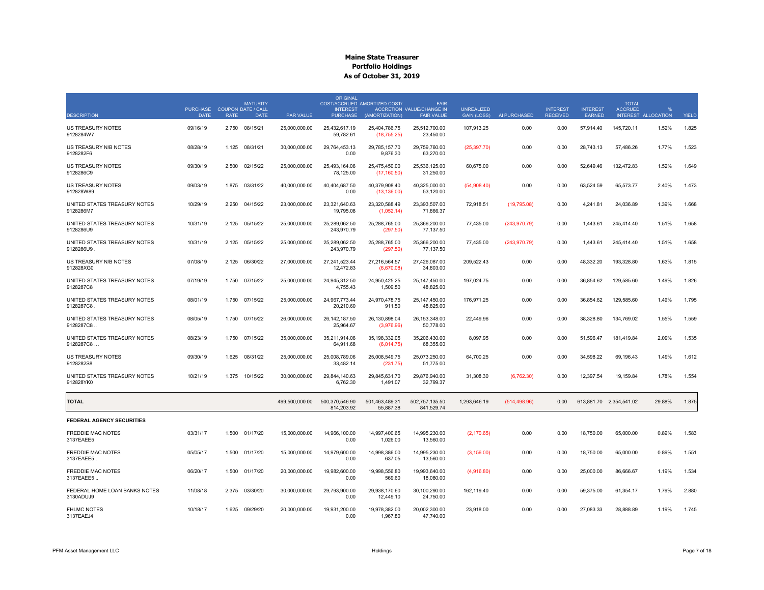# Maine State Treasurer
## Portfolio Holdings
### As of October 31, 2019

| DESCRIPTION | PURCHASE DATE | COUPON RATE | MATURITY DATE / CALL DATE | PAR VALUE | ORIGINAL COST/ACCRUED INTEREST PURCHASE | AMORTIZED COST/ ACCRETION (AMORTIZATION) | FAIR VALUE/CHANGE IN FAIR VALUE | UNREALIZED GAIN (LOSS) | AI PURCHASED | INTEREST RECEIVED | INTEREST EARNED | TOTAL ACCRUED INTEREST | % ALLOCATION | YIELD |
|---|---|---|---|---|---|---|---|---|---|---|---|---|---|---|
| US TREASURY NOTES 9128284W7 | 09/16/19 | 2.750 | 08/15/21 | 25,000,000.00 | 25,432,617.19 59,782.61 | 25,404,786.75 (18,755.25) | 25,512,700.00 23,450.00 | 107,913.25 | 0.00 | 0.00 | 57,914.40 | 145,720.11 | 1.52% | 1.825 |
| US TREASURY N/B NOTES 9128282F6 | 08/28/19 | 1.125 | 08/31/21 | 30,000,000.00 | 29,764,453.13 0.00 | 29,785,157.70 9,876.30 | 29,759,760.00 63,270.00 | (25,397.70) | 0.00 | 0.00 | 28,743.13 | 57,486.26 | 1.77% | 1.523 |
| US TREASURY NOTES 9128286C9 | 09/30/19 | 2.500 | 02/15/22 | 25,000,000.00 | 25,493,164.06 78,125.00 | 25,475,450.00 (17,160.50) | 25,536,125.00 31,250.00 | 60,675.00 | 0.00 | 0.00 | 52,649.46 | 132,472.83 | 1.52% | 1.649 |
| US TREASURY NOTES 912828W89 | 09/03/19 | 1.875 | 03/31/22 | 40,000,000.00 | 40,404,687.50 0.00 | 40,379,908.40 (13,136.00) | 40,325,000.00 53,120.00 | (54,908.40) | 0.00 | 0.00 | 63,524.59 | 65,573.77 | 2.40% | 1.473 |
| UNITED STATES TREASURY NOTES 9128286M7 | 10/29/19 | 2.250 | 04/15/22 | 23,000,000.00 | 23,321,640.63 19,795.08 | 23,320,588.49 (1,052.14) | 23,393,507.00 71,866.37 | 72,918.51 | (19,795.08) | 0.00 | 4,241.81 | 24,036.89 | 1.39% | 1.668 |
| UNITED STATES TREASURY NOTES 9128286U9 | 10/31/19 | 2.125 | 05/15/22 | 25,000,000.00 | 25,289,062.50 243,970.79 | 25,288,765.00 (297.50) | 25,366,200.00 77,137.50 | 77,435.00 | (243,970.79) | 0.00 | 1,443.61 | 245,414.40 | 1.51% | 1.658 |
| UNITED STATES TREASURY NOTES 9128286U9 . | 10/31/19 | 2.125 | 05/15/22 | 25,000,000.00 | 25,289,062.50 243,970.79 | 25,288,765.00 (297.50) | 25,366,200.00 77,137.50 | 77,435.00 | (243,970.79) | 0.00 | 1,443.61 | 245,414.40 | 1.51% | 1.658 |
| US TREASURY N/B NOTES 912828XG0 | 07/08/19 | 2.125 | 06/30/22 | 27,000,000.00 | 27,241,523.44 12,472.83 | 27,216,564.57 (6,670.08) | 27,426,087.00 34,803.00 | 209,522.43 | 0.00 | 0.00 | 48,332.20 | 193,328.80 | 1.63% | 1.815 |
| UNITED STATES TREASURY NOTES 9128287C8 | 07/19/19 | 1.750 | 07/15/22 | 25,000,000.00 | 24,945,312.50 4,755.43 | 24,950,425.25 1,509.50 | 25,147,450.00 48,825.00 | 197,024.75 | 0.00 | 0.00 | 36,854.62 | 129,585.60 | 1.49% | 1.826 |
| UNITED STATES TREASURY NOTES 9128287C8 . | 08/01/19 | 1.750 | 07/15/22 | 25,000,000.00 | 24,967,773.44 20,210.60 | 24,970,478.75 911.50 | 25,147,450.00 48,825.00 | 176,971.25 | 0.00 | 0.00 | 36,854.62 | 129,585.60 | 1.49% | 1.795 |
| UNITED STATES TREASURY NOTES 9128287C8 .. | 08/05/19 | 1.750 | 07/15/22 | 26,000,000.00 | 26,142,187.50 25,964.67 | 26,130,898.04 (3,976.96) | 26,153,348.00 50,778.00 | 22,449.96 | 0.00 | 0.00 | 38,328.80 | 134,769.02 | 1.55% | 1.559 |
| UNITED STATES TREASURY NOTES 9128287C8 ... | 08/23/19 | 1.750 | 07/15/22 | 35,000,000.00 | 35,211,914.06 64,911.68 | 35,198,332.05 (6,014.75) | 35,206,430.00 68,355.00 | 8,097.95 | 0.00 | 0.00 | 51,596.47 | 181,419.84 | 2.09% | 1.535 |
| US TREASURY NOTES 9128282S8 | 09/30/19 | 1.625 | 08/31/22 | 25,000,000.00 | 25,008,789.06 33,482.14 | 25,008,549.75 (231.75) | 25,073,250.00 51,775.00 | 64,700.25 | 0.00 | 0.00 | 34,598.22 | 69,196.43 | 1.49% | 1.612 |
| UNITED STATES TREASURY NOTES 912828YK0 | 10/21/19 | 1.375 | 10/15/22 | 30,000,000.00 | 29,844,140.63 6,762.30 | 29,845,631.70 1,491.07 | 29,876,940.00 32,799.37 | 31,308.30 | (6,762.30) | 0.00 | 12,397.54 | 19,159.84 | 1.78% | 1.554 |
| **TOTAL** | | | | 499,500,000.00 | 500,370,546.90 814,203.92 | 501,463,489.31 55,887.38 | 502,757,135.50 841,529.74 | 1,293,646.19 | (514,498.96) | 0.00 | 613,881.70 | 2,354,541.02 | 29.88% | 1.875 |
| **FEDERAL AGENCY SECURITIES** | | | | | | | | | | | | | | |
| FREDDIE MAC NOTES 3137EAEE5 | 03/31/17 | 1.500 | 01/17/20 | 15,000,000.00 | 14,966,100.00 0.00 | 14,997,400.65 1,026.00 | 14,995,230.00 13,560.00 | (2,170.65) | 0.00 | 0.00 | 18,750.00 | 65,000.00 | 0.89% | 1.583 |
| FREDDIE MAC NOTES 3137EAEE5 . | 05/05/17 | 1.500 | 01/17/20 | 15,000,000.00 | 14,979,600.00 0.00 | 14,998,386.00 637.05 | 14,995,230.00 13,560.00 | (3,156.00) | 0.00 | 0.00 | 18,750.00 | 65,000.00 | 0.89% | 1.551 |
| FREDDIE MAC NOTES 3137EAEE5 .. | 06/20/17 | 1.500 | 01/17/20 | 20,000,000.00 | 19,982,600.00 0.00 | 19,998,556.80 569.60 | 19,993,640.00 18,080.00 | (4,916.80) | 0.00 | 0.00 | 25,000.00 | 86,666.67 | 1.19% | 1.534 |
| FEDERAL HOME LOAN BANKS NOTES 3130ADUJ9 | 11/08/18 | 2.375 | 03/30/20 | 30,000,000.00 | 29,793,900.00 0.00 | 29,938,170.60 12,449.10 | 30,100,290.00 24,750.00 | 162,119.40 | 0.00 | 0.00 | 59,375.00 | 61,354.17 | 1.79% | 2.880 |
| FHLMC NOTES 3137EAEJ4 | 10/18/17 | 1.625 | 09/29/20 | 20,000,000.00 | 19,931,200.00 0.00 | 19,978,382.00 1,967.80 | 20,002,300.00 47,740.00 | 23,918.00 | 0.00 | 0.00 | 27,083.33 | 28,888.89 | 1.19% | 1.745 |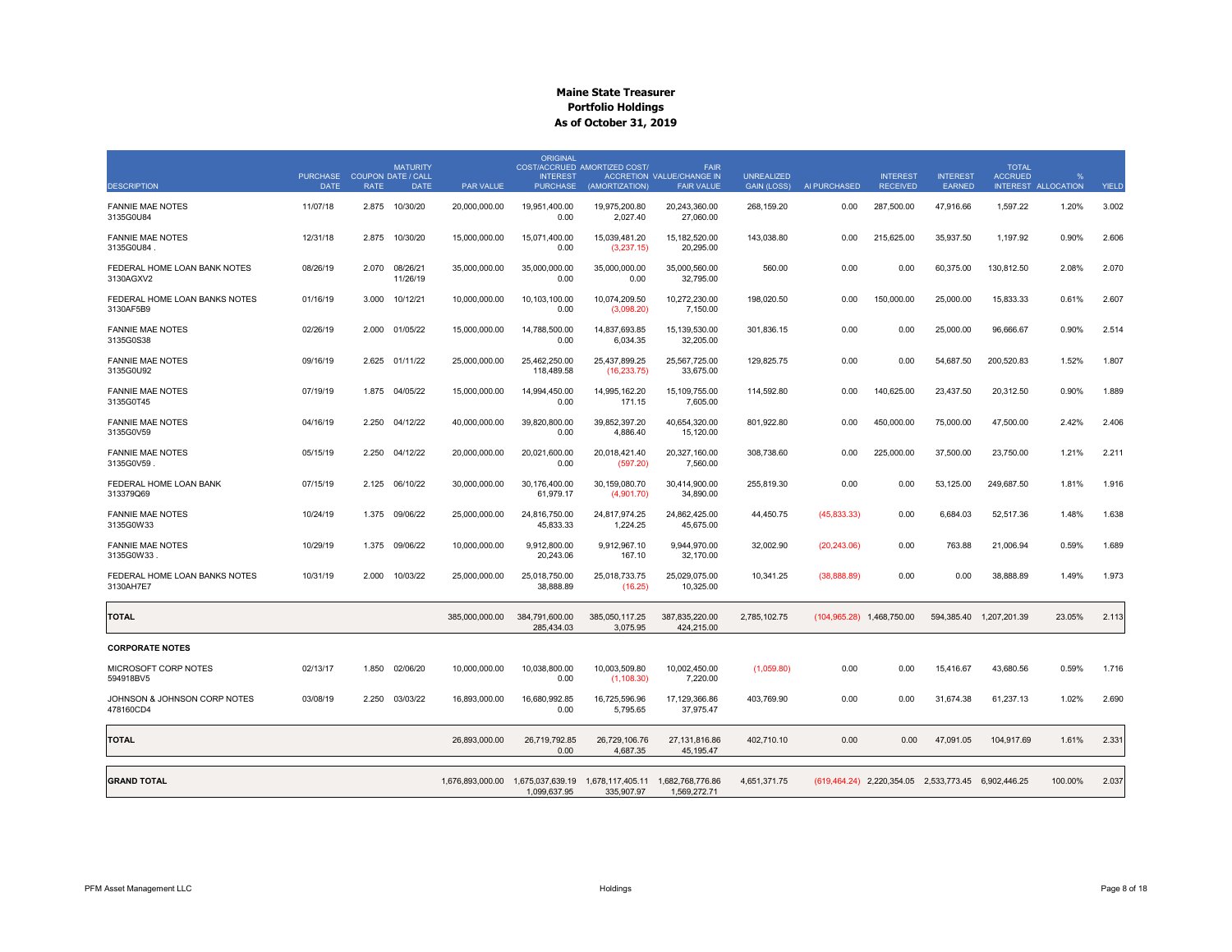# Maine State Treasurer
## Portfolio Holdings
### As of October 31, 2019

| DESCRIPTION | PURCHASE DATE | COUPON RATE | MATURITY DATE / CALL DATE | PAR VALUE | ORIGINAL COST/ACCRUED INTEREST PURCHASE | AMORTIZED COST/ ACCRETION (AMORTIZATION) | FAIR VALUE/CHANGE IN FAIR VALUE | UNREALIZED GAIN (LOSS) | AI PURCHASED | INTEREST RECEIVED | INTEREST EARNED | TOTAL ACCRUED INTEREST | % ALLOCATION | YIELD |
|---|---|---|---|---|---|---|---|---|---|---|---|---|---|---|
| FANNIE MAE NOTES 3135G0U84 | 11/07/18 | 2.875 | 10/30/20 | 20,000,000.00 | 19,951,400.00 0.00 | 19,975,200.80 2,027.40 | 20,243,360.00 27,060.00 | 268,159.20 | 0.00 | 287,500.00 | 47,916.66 | 1,597.22 | 1.20% | 3.002 |
| FANNIE MAE NOTES 3135G0U84 . | 12/31/18 | 2.875 | 10/30/20 | 15,000,000.00 | 15,071,400.00 0.00 | 15,039,481.20 (3,237.15) | 15,182,520.00 20,295.00 | 143,038.80 | 0.00 | 215,625.00 | 35,937.50 | 1,197.92 | 0.90% | 2.606 |
| FEDERAL HOME LOAN BANK NOTES 3130AGXV2 | 08/26/19 | 2.070 | 08/26/21 11/26/19 | 35,000,000.00 | 35,000,000.00 0.00 | 35,000,000.00 0.00 | 35,000,560.00 32,795.00 | 560.00 | 0.00 | 0.00 | 60,375.00 | 130,812.50 | 2.08% | 2.070 |
| FEDERAL HOME LOAN BANKS NOTES 3130AF5B9 | 01/16/19 | 3.000 | 10/12/21 | 10,000,000.00 | 10,103,100.00 0.00 | 10,074,209.50 (3,098.20) | 10,272,230.00 7,150.00 | 198,020.50 | 0.00 | 150,000.00 | 25,000.00 | 15,833.33 | 0.61% | 2.607 |
| FANNIE MAE NOTES 3135G0S38 | 02/26/19 | 2.000 | 01/05/22 | 15,000,000.00 | 14,788,500.00 0.00 | 14,837,693.85 6,034.35 | 15,139,530.00 32,205.00 | 301,836.15 | 0.00 | 0.00 | 25,000.00 | 96,666.67 | 0.90% | 2.514 |
| FANNIE MAE NOTES 3135G0U92 | 09/16/19 | 2.625 | 01/11/22 | 25,000,000.00 | 25,462,250.00 118,489.58 | 25,437,899.25 (16,233.75) | 25,567,725.00 33,675.00 | 129,825.75 | 0.00 | 0.00 | 54,687.50 | 200,520.83 | 1.52% | 1.807 |
| FANNIE MAE NOTES 3135G0T45 | 07/19/19 | 1.875 | 04/05/22 | 15,000,000.00 | 14,994,450.00 0.00 | 14,995,162.20 171.15 | 15,109,755.00 7,605.00 | 114,592.80 | 0.00 | 140,625.00 | 23,437.50 | 20,312.50 | 0.90% | 1.889 |
| FANNIE MAE NOTES 3135G0V59 | 04/16/19 | 2.250 | 04/12/22 | 40,000,000.00 | 39,820,800.00 0.00 | 39,852,397.20 4,886.40 | 40,654,320.00 15,120.00 | 801,922.80 | 0.00 | 450,000.00 | 75,000.00 | 47,500.00 | 2.42% | 2.406 |
| FANNIE MAE NOTES 3135G0V59 . | 05/15/19 | 2.250 | 04/12/22 | 20,000,000.00 | 20,021,600.00 0.00 | 20,018,421.40 (597.20) | 20,327,160.00 7,560.00 | 308,738.60 | 0.00 | 225,000.00 | 37,500.00 | 23,750.00 | 1.21% | 2.211 |
| FEDERAL HOME LOAN BANK 313379Q69 | 07/15/19 | 2.125 | 06/10/22 | 30,000,000.00 | 30,176,400.00 61,979.17 | 30,159,080.70 (4,901.70) | 30,414,900.00 34,890.00 | 255,819.30 | 0.00 | 0.00 | 53,125.00 | 249,687.50 | 1.81% | 1.916 |
| FANNIE MAE NOTES 3135G0W33 | 10/24/19 | 1.375 | 09/06/22 | 25,000,000.00 | 24,816,750.00 45,833.33 | 24,817,974.25 1,224.25 | 24,862,425.00 45,675.00 | 44,450.75 | (45,833.33) | 0.00 | 6,684.03 | 52,517.36 | 1.48% | 1.638 |
| FANNIE MAE NOTES 3135G0W33 . | 10/29/19 | 1.375 | 09/06/22 | 10,000,000.00 | 9,912,800.00 20,243.06 | 9,912,967.10 167.10 | 9,944,970.00 32,170.00 | 32,002.90 | (20,243.06) | 0.00 | 763.88 | 21,006.94 | 0.59% | 1.689 |
| FEDERAL HOME LOAN BANKS NOTES 3130AH7E7 | 10/31/19 | 2.000 | 10/03/22 | 25,000,000.00 | 25,018,750.00 38,888.89 | 25,018,733.75 (16.25) | 25,029,075.00 10,325.00 | 10,341.25 | (38,888.89) | 0.00 | 0.00 | 38,888.89 | 1.49% | 1.973 |
| **TOTAL** | | | | 385,000,000.00 | 384,791,600.00 285,434.03 | 385,050,117.25 3,075.95 | 387,835,220.00 424,215.00 | 2,785,102.75 | (104,965.28) | 1,468,750.00 | 594,385.40 | 1,207,201.39 | 23.05% | 2.113 |
| **CORPORATE NOTES** | | | | | | | | | | | | | | |
| MICROSOFT CORP NOTES 594918BV5 | 02/13/17 | 1.850 | 02/06/20 | 10,000,000.00 | 10,038,800.00 0.00 | 10,003,509.80 (1,108.30) | 10,002,450.00 7,220.00 | (1,059.80) | 0.00 | 0.00 | 15,416.67 | 43,680.56 | 0.59% | 1.716 |
| JOHNSON & JOHNSON CORP NOTES 478160CD4 | 03/08/19 | 2.250 | 03/03/22 | 16,893,000.00 | 16,680,992.85 0.00 | 16,725,596.96 5,795.65 | 17,129,366.86 37,975.47 | 403,769.90 | 0.00 | 0.00 | 31,674.38 | 61,237.13 | 1.02% | 2.690 |
| **TOTAL** | | | | 26,893,000.00 | 26,719,792.85 0.00 | 26,729,106.76 4,687.35 | 27,131,816.86 45,195.47 | 402,710.10 | 0.00 | 0.00 | 47,091.05 | 104,917.69 | 1.61% | 2.331 |
| **GRAND TOTAL** | | | | 1,676,893,000.00 | 1,675,037,639.19 1,099,637.95 | 1,678,117,405.11 335,907.97 | 1,682,768,776.86 1,569,272.71 | 4,651,371.75 | (619,464.24) | 2,220,354.05 | 2,533,773.45 | 6,902,446.25 | 100.00% | 2.037 |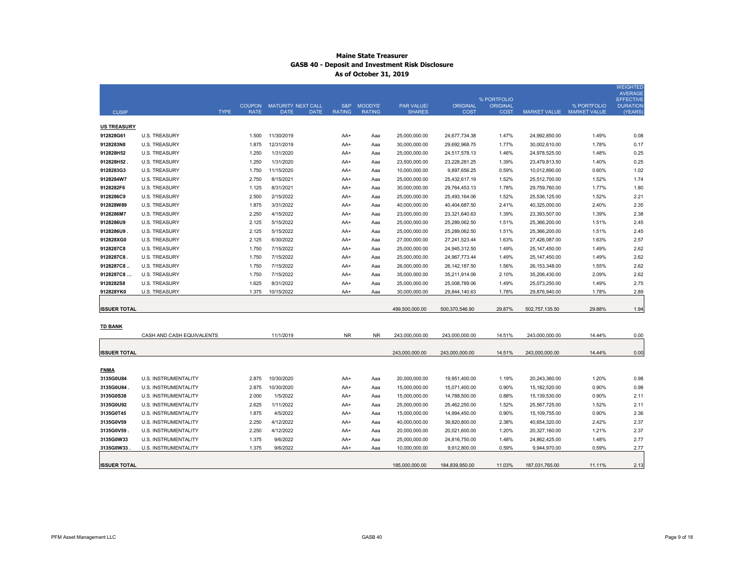# Maine State Treasurer
## GASB 40 - Deposit and Investment Risk Disclosure
### As of October 31, 2019

| CUSIP | TYPE | COUPON RATE | MATURITY DATE | NEXT CALL DATE | S&P RATING | MOODYS' RATING | PAR VALUE/ SHARES | ORIGINAL COST | % PORTFOLIO ORIGINAL COST | MARKET VALUE | % PORTFOLIO MARKET VALUE | WEIGHTED AVERAGE EFFECTIVE DURATION (YEARS) |
|---|---|---|---|---|---|---|---|---|---|---|---|---|
| **US TREASURY** | | | | | | | | | | | | |
| 912828G61 | U.S. TREASURY | 1.500 | 11/30/2019 | | AA+ | Aaa | 25,000,000.00 | 24,677,734.38 | 1.47% | 24,992,850.00 | 1.49% | 0.08 |
| 9128283N8 | U.S. TREASURY | 1.875 | 12/31/2019 | | AA+ | Aaa | 30,000,000.00 | 29,692,968.75 | 1.77% | 30,002,610.00 | 1.78% | 0.17 |
| 912828H52 | U.S. TREASURY | 1.250 | 1/31/2020 | | AA+ | Aaa | 25,000,000.00 | 24,517,578.13 | 1.46% | 24,978,525.00 | 1.48% | 0.25 |
| 912828H52 . | U.S. TREASURY | 1.250 | 1/31/2020 | | AA+ | Aaa | 23,500,000.00 | 23,228,281.25 | 1.39% | 23,479,813.50 | 1.40% | 0.25 |
| 9128283G3 | U.S. TREASURY | 1.750 | 11/15/2020 | | AA+ | Aaa | 10,000,000.00 | 9,897,656.25 | 0.59% | 10,012,890.00 | 0.60% | 1.02 |
| 9128284W7 | U.S. TREASURY | 2.750 | 8/15/2021 | | AA+ | Aaa | 25,000,000.00 | 25,432,617.19 | 1.52% | 25,512,700.00 | 1.52% | 1.74 |
| 9128282F6 | U.S. TREASURY | 1.125 | 8/31/2021 | | AA+ | Aaa | 30,000,000.00 | 29,764,453.13 | 1.78% | 29,759,760.00 | 1.77% | 1.80 |
| 9128286C9 | U.S. TREASURY | 2.500 | 2/15/2022 | | AA+ | Aaa | 25,000,000.00 | 25,493,164.06 | 1.52% | 25,536,125.00 | 1.52% | 2.21 |
| 912828W89 | U.S. TREASURY | 1.875 | 3/31/2022 | | AA+ | Aaa | 40,000,000.00 | 40,404,687.50 | 2.41% | 40,325,000.00 | 2.40% | 2.35 |
| 9128286M7 | U.S. TREASURY | 2.250 | 4/15/2022 | | AA+ | Aaa | 23,000,000.00 | 23,321,640.63 | 1.39% | 23,393,507.00 | 1.39% | 2.38 |
| 9128286U9 | U.S. TREASURY | 2.125 | 5/15/2022 | | AA+ | Aaa | 25,000,000.00 | 25,289,062.50 | 1.51% | 25,366,200.00 | 1.51% | 2.45 |
| 9128286U9 . | U.S. TREASURY | 2.125 | 5/15/2022 | | AA+ | Aaa | 25,000,000.00 | 25,289,062.50 | 1.51% | 25,366,200.00 | 1.51% | 2.45 |
| 912828XG0 | U.S. TREASURY | 2.125 | 6/30/2022 | | AA+ | Aaa | 27,000,000.00 | 27,241,523.44 | 1.63% | 27,426,087.00 | 1.63% | 2.57 |
| 9128287C8 | U.S. TREASURY | 1.750 | 7/15/2022 | | AA+ | Aaa | 25,000,000.00 | 24,945,312.50 | 1.49% | 25,147,450.00 | 1.49% | 2.62 |
| 9128287C8 . | U.S. TREASURY | 1.750 | 7/15/2022 | | AA+ | Aaa | 25,000,000.00 | 24,967,773.44 | 1.49% | 25,147,450.00 | 1.49% | 2.62 |
| 9128287C8 .. | U.S. TREASURY | 1.750 | 7/15/2022 | | AA+ | Aaa | 26,000,000.00 | 26,142,187.50 | 1.56% | 26,153,348.00 | 1.55% | 2.62 |
| 9128287C8 ... | U.S. TREASURY | 1.750 | 7/15/2022 | | AA+ | Aaa | 35,000,000.00 | 35,211,914.06 | 2.10% | 35,206,430.00 | 2.09% | 2.62 |
| 9128282S8 | U.S. TREASURY | 1.625 | 8/31/2022 | | AA+ | Aaa | 25,000,000.00 | 25,008,789.06 | 1.49% | 25,073,250.00 | 1.49% | 2.75 |
| 912828YK0 | U.S. TREASURY | 1.375 | 10/15/2022 | | AA+ | Aaa | 30,000,000.00 | 29,844,140.63 | 1.78% | 29,876,940.00 | 1.78% | 2.89 |
| **ISSUER TOTAL** | | | | | | | 499,500,000.00 | 500,370,546.90 | 29.87% | 502,757,135.50 | 29.88% | 1.94 |
| **TD BANK** | | | | | | | | | | | | |
| | CASH AND CASH EQUIVALENTS | | 11/1/2019 | | NR | NR | 243,000,000.00 | 243,000,000.00 | 14.51% | 243,000,000.00 | 14.44% | 0.00 |
| **ISSUER TOTAL** | | | | | | | 243,000,000.00 | 243,000,000.00 | 14.51% | 243,000,000.00 | 14.44% | 0.00 |
| **FNMA** | | | | | | | | | | | | |
| 3135G0U84 | U.S. INSTRUMENTALITY | 2.875 | 10/30/2020 | | AA+ | Aaa | 20,000,000.00 | 19,951,400.00 | 1.19% | 20,243,360.00 | 1.20% | 0.98 |
| 3135G0U84 . | U.S. INSTRUMENTALITY | 2.875 | 10/30/2020 | | AA+ | Aaa | 15,000,000.00 | 15,071,400.00 | 0.90% | 15,182,520.00 | 0.90% | 0.98 |
| 3135G0S38 | U.S. INSTRUMENTALITY | 2.000 | 1/5/2022 | | AA+ | Aaa | 15,000,000.00 | 14,788,500.00 | 0.88% | 15,139,530.00 | 0.90% | 2.11 |
| 3135G0U92 | U.S. INSTRUMENTALITY | 2.625 | 1/11/2022 | | AA+ | Aaa | 25,000,000.00 | 25,462,250.00 | 1.52% | 25,567,725.00 | 1.52% | 2.11 |
| 3135G0T45 | U.S. INSTRUMENTALITY | 1.875 | 4/5/2022 | | AA+ | Aaa | 15,000,000.00 | 14,994,450.00 | 0.90% | 15,109,755.00 | 0.90% | 2.36 |
| 3135G0V59 | U.S. INSTRUMENTALITY | 2.250 | 4/12/2022 | | AA+ | Aaa | 40,000,000.00 | 39,820,800.00 | 2.38% | 40,654,320.00 | 2.42% | 2.37 |
| 3135G0V59 . | U.S. INSTRUMENTALITY | 2.250 | 4/12/2022 | | AA+ | Aaa | 20,000,000.00 | 20,021,600.00 | 1.20% | 20,327,160.00 | 1.21% | 2.37 |
| 3135G0W33 | U.S. INSTRUMENTALITY | 1.375 | 9/6/2022 | | AA+ | Aaa | 25,000,000.00 | 24,816,750.00 | 1.48% | 24,862,425.00 | 1.48% | 2.77 |
| 3135G0W33 . | U.S. INSTRUMENTALITY | 1.375 | 9/6/2022 | | AA+ | Aaa | 10,000,000.00 | 9,912,800.00 | 0.59% | 9,944,970.00 | 0.59% | 2.77 |
| **ISSUER TOTAL** | | | | | | | 185,000,000.00 | 184,839,950.00 | 11.03% | 187,031,765.00 | 11.11% | 2.13 |

PFM Asset Management LLC GASB 40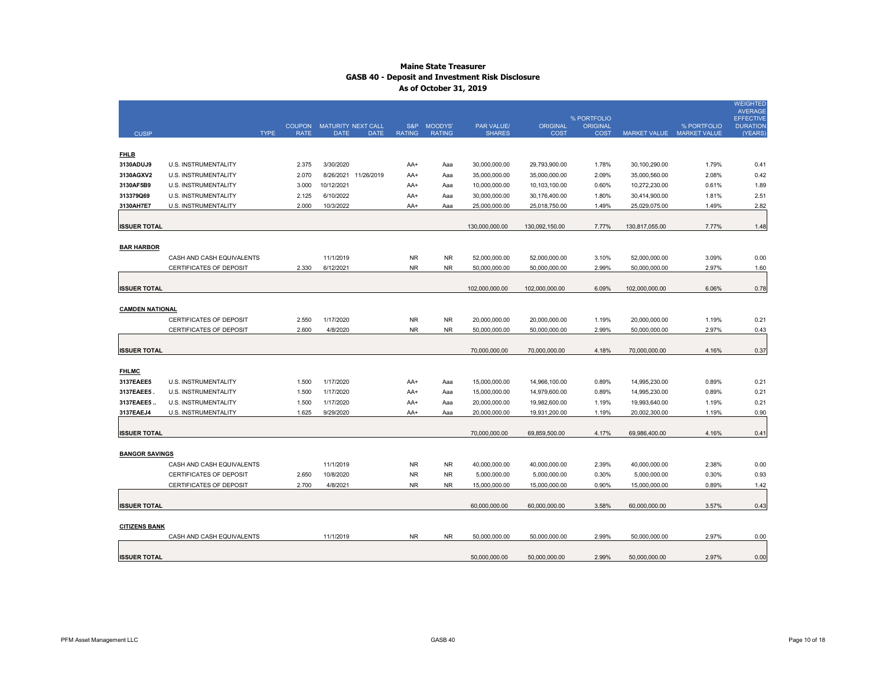# Maine State Treasurer
## GASB 40 - Deposit and Investment Risk Disclosure
### As of October 31, 2019

| CUSIP | TYPE | COUPON RATE | MATURITY DATE | NEXT CALL DATE | S&P RATING | MOODYS' RATING | PAR VALUE/ SHARES | ORIGINAL COST | % PORTFOLIO ORIGINAL COST | MARKET VALUE | % PORTFOLIO MARKET VALUE | WEIGHTED AVERAGE EFFECTIVE DURATION (YEARS) |
|---|---|---|---|---|---|---|---|---|---|---|---|---|
| **FHLB** | | | | | | | | | | | | |
| 3130ADUJ9 | U.S. INSTRUMENTALITY | 2.375 | 3/30/2020 | | AA+ | Aaa | 30,000,000.00 | 29,793,900.00 | 1.78% | 30,100,290.00 | 1.79% | 0.41 |
| 3130AGXV2 | U.S. INSTRUMENTALITY | 2.070 | 8/26/2021 | 11/26/2019 | AA+ | Aaa | 35,000,000.00 | 35,000,000.00 | 2.09% | 35,000,560.00 | 2.08% | 0.42 |
| 3130AF5B9 | U.S. INSTRUMENTALITY | 3.000 | 10/12/2021 | | AA+ | Aaa | 10,000,000.00 | 10,103,100.00 | 0.60% | 10,272,230.00 | 0.61% | 1.89 |
| 313379Q69 | U.S. INSTRUMENTALITY | 2.125 | 6/10/2022 | | AA+ | Aaa | 30,000,000.00 | 30,176,400.00 | 1.80% | 30,414,900.00 | 1.81% | 2.51 |
| 3130AH7E7 | U.S. INSTRUMENTALITY | 2.000 | 10/3/2022 | | AA+ | Aaa | 25,000,000.00 | 25,018,750.00 | 1.49% | 25,029,075.00 | 1.49% | 2.82 |
| **ISSUER TOTAL** | | | | | | | 130,000,000.00 | 130,092,150.00 | 7.77% | 130,817,055.00 | 7.77% | 1.48 |
| **BAR HARBOR** | | | | | | | | | | | | |
| | CASH AND CASH EQUIVALENTS | | 11/1/2019 | | NR | NR | 52,000,000.00 | 52,000,000.00 | 3.10% | 52,000,000.00 | 3.09% | 0.00 |
| | CERTIFICATES OF DEPOSIT | 2.330 | 6/12/2021 | | NR | NR | 50,000,000.00 | 50,000,000.00 | 2.99% | 50,000,000.00 | 2.97% | 1.60 |
| **ISSUER TOTAL** | | | | | | | 102,000,000.00 | 102,000,000.00 | 6.09% | 102,000,000.00 | 6.06% | 0.78 |
| **CAMDEN NATIONAL** | | | | | | | | | | | | |
| | CERTIFICATES OF DEPOSIT | 2.550 | 1/17/2020 | | NR | NR | 20,000,000.00 | 20,000,000.00 | 1.19% | 20,000,000.00 | 1.19% | 0.21 |
| | CERTIFICATES OF DEPOSIT | 2.600 | 4/8/2020 | | NR | NR | 50,000,000.00 | 50,000,000.00 | 2.99% | 50,000,000.00 | 2.97% | 0.43 |
| **ISSUER TOTAL** | | | | | | | 70,000,000.00 | 70,000,000.00 | 4.18% | 70,000,000.00 | 4.16% | 0.37 |
| **FHLMC** | | | | | | | | | | | | |
| 3137EAEE5 | U.S. INSTRUMENTALITY | 1.500 | 1/17/2020 | | AA+ | Aaa | 15,000,000.00 | 14,966,100.00 | 0.89% | 14,995,230.00 | 0.89% | 0.21 |
| 3137EAEE5 . | U.S. INSTRUMENTALITY | 1.500 | 1/17/2020 | | AA+ | Aaa | 15,000,000.00 | 14,979,600.00 | 0.89% | 14,995,230.00 | 0.89% | 0.21 |
| 3137EAEE5 .. | U.S. INSTRUMENTALITY | 1.500 | 1/17/2020 | | AA+ | Aaa | 20,000,000.00 | 19,982,600.00 | 1.19% | 19,993,640.00 | 1.19% | 0.21 |
| 3137EAEJ4 | U.S. INSTRUMENTALITY | 1.625 | 9/29/2020 | | AA+ | Aaa | 20,000,000.00 | 19,931,200.00 | 1.19% | 20,002,300.00 | 1.19% | 0.90 |
| **ISSUER TOTAL** | | | | | | | 70,000,000.00 | 69,859,500.00 | 4.17% | 69,986,400.00 | 4.16% | 0.41 |
| **BANGOR SAVINGS** | | | | | | | | | | | | |
| | CASH AND CASH EQUIVALENTS | | 11/1/2019 | | NR | NR | 40,000,000.00 | 40,000,000.00 | 2.39% | 40,000,000.00 | 2.38% | 0.00 |
| | CERTIFICATES OF DEPOSIT | 2.650 | 10/8/2020 | | NR | NR | 5,000,000.00 | 5,000,000.00 | 0.30% | 5,000,000.00 | 0.30% | 0.93 |
| | CERTIFICATES OF DEPOSIT | 2.700 | 4/8/2021 | | NR | NR | 15,000,000.00 | 15,000,000.00 | 0.90% | 15,000,000.00 | 0.89% | 1.42 |
| **ISSUER TOTAL** | | | | | | | 60,000,000.00 | 60,000,000.00 | 3.58% | 60,000,000.00 | 3.57% | 0.43 |
| **CITIZENS BANK** | | | | | | | | | | | | |
| | CASH AND CASH EQUIVALENTS | | 11/1/2019 | | NR | NR | 50,000,000.00 | 50,000,000.00 | 2.99% | 50,000,000.00 | 2.97% | 0.00 |
| **ISSUER TOTAL** | | | | | | | 50,000,000.00 | 50,000,000.00 | 2.99% | 50,000,000.00 | 2.97% | 0.00 |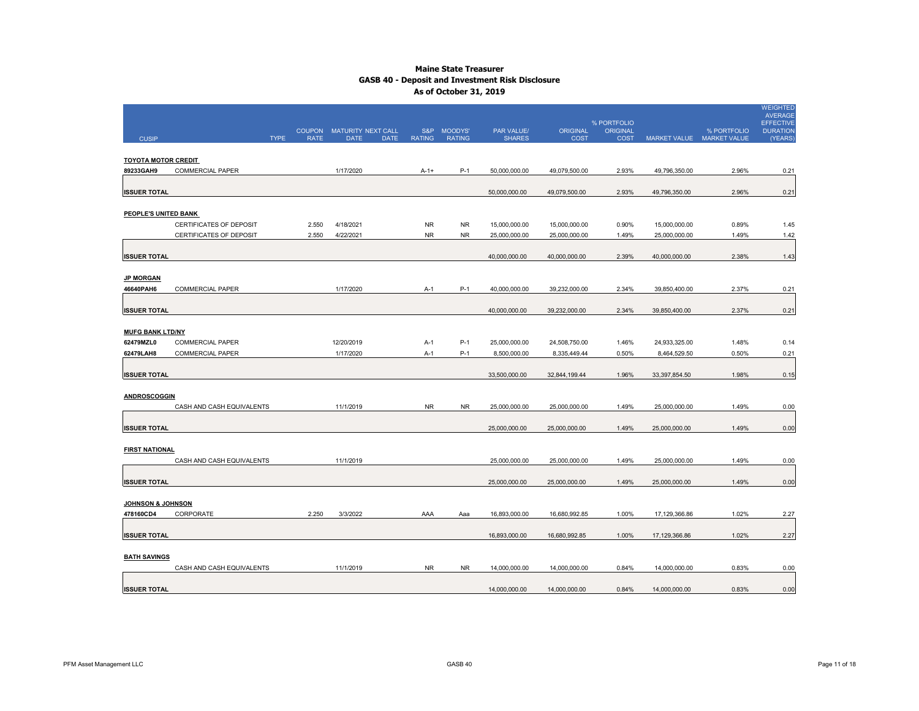# Maine State Treasurer
## GASB 40 - Deposit and Investment Risk Disclosure
### As of October 31, 2019

| CUSIP | TYPE | COUPON RATE | MATURITY DATE | NEXT CALL DATE | S&P RATING | MOODYS' RATING | PAR VALUE/ SHARES | ORIGINAL COST | % PORTFOLIO ORIGINAL COST | MARKET VALUE | % PORTFOLIO MARKET VALUE | WEIGHTED AVERAGE EFFECTIVE DURATION (YEARS) |
|---|---|---|---|---|---|---|---|---|---|---|---|---|
| **TOYOTA MOTOR CREDIT** | | | | | | | | | | | | |
| 89233GAH9 | COMMERCIAL PAPER | | 1/17/2020 | | A-1+ | P-1 | 50,000,000.00 | 49,079,500.00 | 2.93% | 49,796,350.00 | 2.96% | 0.21 |
| **ISSUER TOTAL** | | | | | | | 50,000,000.00 | 49,079,500.00 | 2.93% | 49,796,350.00 | 2.96% | 0.21 |
| **PEOPLE'S UNITED BANK** | | | | | | | | | | | | |
| | CERTIFICATES OF DEPOSIT | 2.550 | 4/18/2021 | | NR | NR | 15,000,000.00 | 15,000,000.00 | 0.90% | 15,000,000.00 | 0.89% | 1.45 |
| | CERTIFICATES OF DEPOSIT | 2.550 | 4/22/2021 | | NR | NR | 25,000,000.00 | 25,000,000.00 | 1.49% | 25,000,000.00 | 1.49% | 1.42 |
| **ISSUER TOTAL** | | | | | | | 40,000,000.00 | 40,000,000.00 | 2.39% | 40,000,000.00 | 2.38% | 1.43 |
| **JP MORGAN** | | | | | | | | | | | | |
| 46640PAH6 | COMMERCIAL PAPER | | 1/17/2020 | | A-1 | P-1 | 40,000,000.00 | 39,232,000.00 | 2.34% | 39,850,400.00 | 2.37% | 0.21 |
| **ISSUER TOTAL** | | | | | | | 40,000,000.00 | 39,232,000.00 | 2.34% | 39,850,400.00 | 2.37% | 0.21 |
| **MUFG BANK LTD/NY** | | | | | | | | | | | | |
| 62479MZL0 | COMMERCIAL PAPER | | 12/20/2019 | | A-1 | P-1 | 25,000,000.00 | 24,508,750.00 | 1.46% | 24,933,325.00 | 1.48% | 0.14 |
| 62479LAH8 | COMMERCIAL PAPER | | 1/17/2020 | | A-1 | P-1 | 8,500,000.00 | 8,335,449.44 | 0.50% | 8,464,529.50 | 0.50% | 0.21 |
| **ISSUER TOTAL** | | | | | | | 33,500,000.00 | 32,844,199.44 | 1.96% | 33,397,854.50 | 1.98% | 0.15 |
| **ANDROSCOGGIN** | | | | | | | | | | | | |
| | CASH AND CASH EQUIVALENTS | | 11/1/2019 | | NR | NR | 25,000,000.00 | 25,000,000.00 | 1.49% | 25,000,000.00 | 1.49% | 0.00 |
| **ISSUER TOTAL** | | | | | | | 25,000,000.00 | 25,000,000.00 | 1.49% | 25,000,000.00 | 1.49% | 0.00 |
| **FIRST NATIONAL** | | | | | | | | | | | | |
| | CASH AND CASH EQUIVALENTS | | 11/1/2019 | | | | 25,000,000.00 | 25,000,000.00 | 1.49% | 25,000,000.00 | 1.49% | 0.00 |
| **ISSUER TOTAL** | | | | | | | 25,000,000.00 | 25,000,000.00 | 1.49% | 25,000,000.00 | 1.49% | 0.00 |
| **JOHNSON & JOHNSON** | | | | | | | | | | | | |
| 478160CD4 | CORPORATE | 2.250 | 3/3/2022 | | AAA | Aaa | 16,893,000.00 | 16,680,992.85 | 1.00% | 17,129,366.86 | 1.02% | 2.27 |
| **ISSUER TOTAL** | | | | | | | 16,893,000.00 | 16,680,992.85 | 1.00% | 17,129,366.86 | 1.02% | 2.27 |
| **BATH SAVINGS** | | | | | | | | | | | | |
| | CASH AND CASH EQUIVALENTS | | 11/1/2019 | | NR | NR | 14,000,000.00 | 14,000,000.00 | 0.84% | 14,000,000.00 | 0.83% | 0.00 |
| **ISSUER TOTAL** | | | | | | | 14,000,000.00 | 14,000,000.00 | 0.84% | 14,000,000.00 | 0.83% | 0.00 |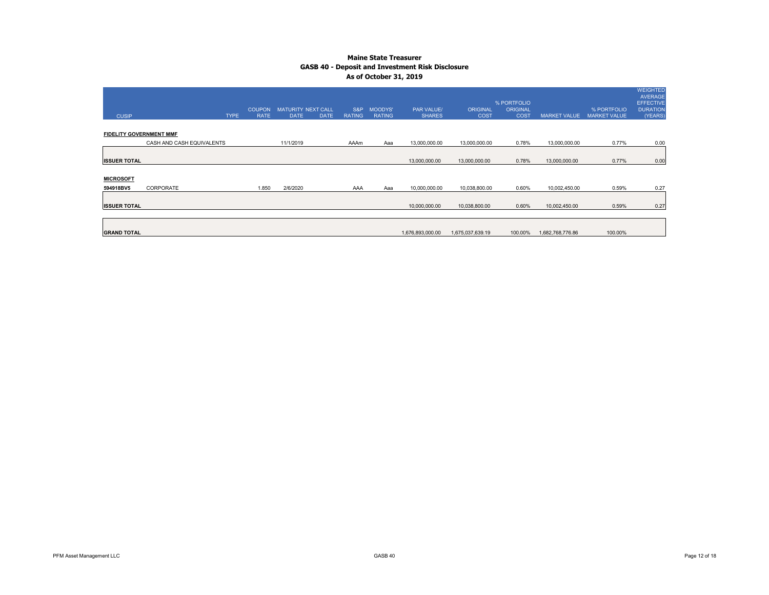# Maine State Treasurer
## GASB 40 - Deposit and Investment Risk Disclosure
### As of October 31, 2019

| CUSIP | | TYPE | COUPON RATE | MATURITY DATE | NEXT CALL DATE | S&P RATING | MOODYS' RATING | PAR VALUE/ SHARES | ORIGINAL COST | % PORTFOLIO ORIGINAL COST | MARKET VALUE | % PORTFOLIO MARKET VALUE | WEIGHTED AVERAGE EFFECTIVE DURATION (YEARS) |
|---|---|---|---|---|---|---|---|---|---|---|---|---|---|
| **FIDELITY GOVERNMENT MMF** | | | | | | | | | | | | | |
| | CASH AND CASH EQUIVALENTS | | | 11/1/2019 | | AAAm | Aaa | 13,000,000.00 | 13,000,000.00 | 0.78% | 13,000,000.00 | 0.77% | 0.00 |
| **ISSUER TOTAL** | | | | | | | | 13,000,000.00 | 13,000,000.00 | 0.78% | 13,000,000.00 | 0.77% | 0.00 |
| **MICROSOFT** | | | | | | | | | | | | | |
| **594918BV5** | CORPORATE | | 1.850 | 2/6/2020 | | AAA | Aaa | 10,000,000.00 | 10,038,800.00 | 0.60% | 10,002,450.00 | 0.59% | 0.27 |
| **ISSUER TOTAL** | | | | | | | | 10,000,000.00 | 10,038,800.00 | 0.60% | 10,002,450.00 | 0.59% | 0.27 |
| **GRAND TOTAL** | | | | | | | | 1,676,893,000.00 | 1,675,037,639.19 | 100.00% | 1,682,768,776.86 | 100.00% | |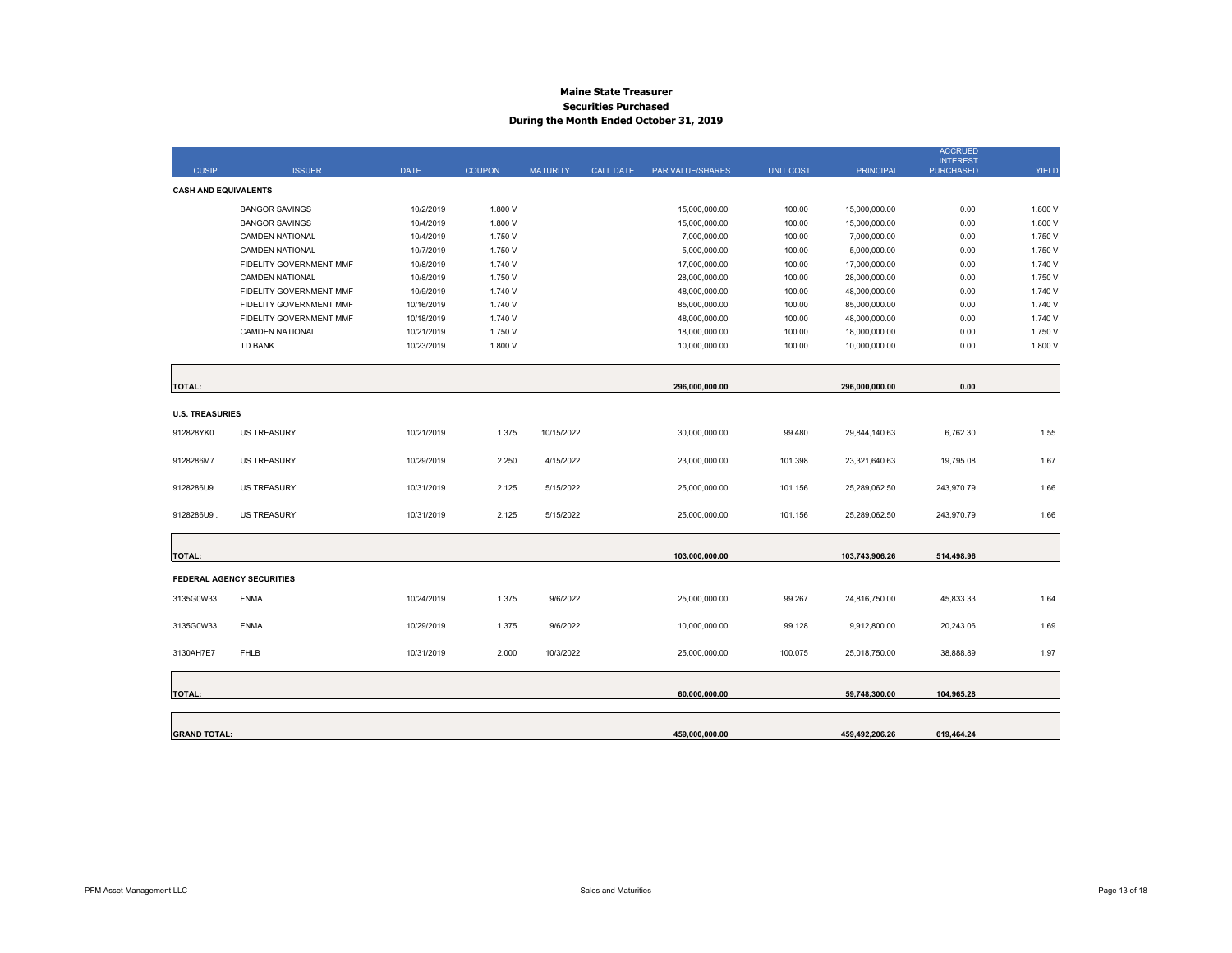# Maine State Treasurer
## Securities Purchased
### During the Month Ended October 31, 2019

| CUSIP | ISSUER | DATE | COUPON | MATURITY | CALL DATE | PAR VALUE/SHARES | UNIT COST | PRINCIPAL | ACCRUED INTEREST PURCHASED | YIELD |
|---|---|---|---|---|---|---|---|---|---|---|
| **CASH AND EQUIVALENTS** | | | | | | | | | | |
| | BANGOR SAVINGS | 10/2/2019 | 1.800 V | | | 15,000,000.00 | 100.00 | 15,000,000.00 | 0.00 | 1.800 V |
| | BANGOR SAVINGS | 10/4/2019 | 1.800 V | | | 15,000,000.00 | 100.00 | 15,000,000.00 | 0.00 | 1.800 V |
| | CAMDEN NATIONAL | 10/4/2019 | 1.750 V | | | 7,000,000.00 | 100.00 | 7,000,000.00 | 0.00 | 1.750 V |
| | CAMDEN NATIONAL | 10/7/2019 | 1.750 V | | | 5,000,000.00 | 100.00 | 5,000,000.00 | 0.00 | 1.750 V |
| | FIDELITY GOVERNMENT MMF | 10/8/2019 | 1.740 V | | | 17,000,000.00 | 100.00 | 17,000,000.00 | 0.00 | 1.740 V |
| | CAMDEN NATIONAL | 10/8/2019 | 1.750 V | | | 28,000,000.00 | 100.00 | 28,000,000.00 | 0.00 | 1.750 V |
| | FIDELITY GOVERNMENT MMF | 10/9/2019 | 1.740 V | | | 48,000,000.00 | 100.00 | 48,000,000.00 | 0.00 | 1.740 V |
| | FIDELITY GOVERNMENT MMF | 10/16/2019 | 1.740 V | | | 85,000,000.00 | 100.00 | 85,000,000.00 | 0.00 | 1.740 V |
| | FIDELITY GOVERNMENT MMF | 10/18/2019 | 1.740 V | | | 48,000,000.00 | 100.00 | 48,000,000.00 | 0.00 | 1.740 V |
| | CAMDEN NATIONAL | 10/21/2019 | 1.750 V | | | 18,000,000.00 | 100.00 | 18,000,000.00 | 0.00 | 1.750 V |
| | TD BANK | 10/23/2019 | 1.800 V | | | 10,000,000.00 | 100.00 | 10,000,000.00 | 0.00 | 1.800 V |
| **TOTAL:** | | | | | | **296,000,000.00** | | **296,000,000.00** | **0.00** | |
| **U.S. TREASURIES** | | | | | | | | | | |
| 912828YK0 | US TREASURY | 10/21/2019 | 1.375 | 10/15/2022 | | 30,000,000.00 | 99.480 | 29,844,140.63 | 6,762.30 | 1.55 |
| 9128286M7 | US TREASURY | 10/29/2019 | 2.250 | 4/15/2022 | | 23,000,000.00 | 101.398 | 23,321,640.63 | 19,795.08 | 1.67 |
| 9128286U9 | US TREASURY | 10/31/2019 | 2.125 | 5/15/2022 | | 25,000,000.00 | 101.156 | 25,289,062.50 | 243,970.79 | 1.66 |
| 9128286U9 . | US TREASURY | 10/31/2019 | 2.125 | 5/15/2022 | | 25,000,000.00 | 101.156 | 25,289,062.50 | 243,970.79 | 1.66 |
| **TOTAL:** | | | | | | **103,000,000.00** | | **103,743,906.26** | **514,498.96** | |
| **FEDERAL AGENCY SECURITIES** | | | | | | | | | | |
| 3135G0W33 | FNMA | 10/24/2019 | 1.375 | 9/6/2022 | | 25,000,000.00 | 99.267 | 24,816,750.00 | 45,833.33 | 1.64 |
| 3135G0W33 . | FNMA | 10/29/2019 | 1.375 | 9/6/2022 | | 10,000,000.00 | 99.128 | 9,912,800.00 | 20,243.06 | 1.69 |
| 3130AH7E7 | FHLB | 10/31/2019 | 2.000 | 10/3/2022 | | 25,000,000.00 | 100.075 | 25,018,750.00 | 38,888.89 | 1.97 |
| **TOTAL:** | | | | | | **60,000,000.00** | | **59,748,300.00** | **104,965.28** | |
| **GRAND TOTAL:** | | | | | | **459,000,000.00** | | **459,492,206.26** | **619,464.24** | |

PFM Asset Management LLC — Sales and Maturities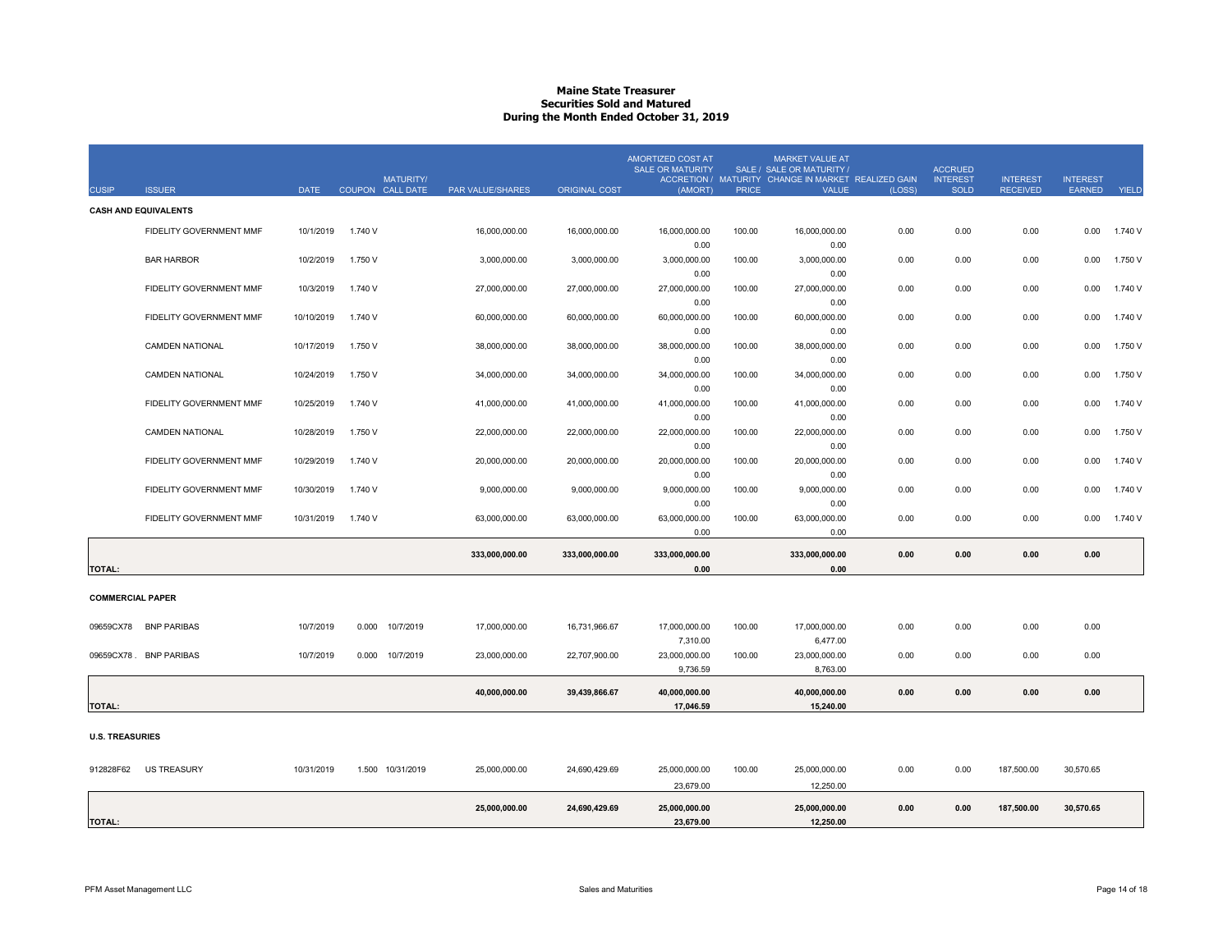# Maine State Treasurer
## Securities Sold and Matured
### During the Month Ended October 31, 2019

| CUSIP | ISSUER | DATE | COUPON | MATURITY/ CALL DATE | PAR VALUE/SHARES | ORIGINAL COST | AMORTIZED COST AT SALE OR MATURITY ACCRETION / (AMORT) | SALE / MATURITY PRICE | MARKET VALUE AT SALE OR MATURITY / CHANGE IN MARKET VALUE | REALIZED GAIN (LOSS) | ACCRUED INTEREST SOLD | INTEREST RECEIVED | INTEREST EARNED | YIELD |
|---|---|---|---|---|---|---|---|---|---|---|---|---|---|---|
| **CASH AND EQUIVALENTS** | | | | | | | | | | | | | | |
| | FIDELITY GOVERNMENT MMF | 10/1/2019 | 1.740 V | | 16,000,000.00 | 16,000,000.00 | 16,000,000.00<br>0.00 | 100.00 | 16,000,000.00<br>0.00 | 0.00 | 0.00 | 0.00 | 0.00 | 1.740 V |
| | BAR HARBOR | 10/2/2019 | 1.750 V | | 3,000,000.00 | 3,000,000.00 | 3,000,000.00<br>0.00 | 100.00 | 3,000,000.00<br>0.00 | 0.00 | 0.00 | 0.00 | 0.00 | 1.750 V |
| | FIDELITY GOVERNMENT MMF | 10/3/2019 | 1.740 V | | 27,000,000.00 | 27,000,000.00 | 27,000,000.00<br>0.00 | 100.00 | 27,000,000.00<br>0.00 | 0.00 | 0.00 | 0.00 | 0.00 | 1.740 V |
| | FIDELITY GOVERNMENT MMF | 10/10/2019 | 1.740 V | | 60,000,000.00 | 60,000,000.00 | 60,000,000.00<br>0.00 | 100.00 | 60,000,000.00<br>0.00 | 0.00 | 0.00 | 0.00 | 0.00 | 1.740 V |
| | CAMDEN NATIONAL | 10/17/2019 | 1.750 V | | 38,000,000.00 | 38,000,000.00 | 38,000,000.00<br>0.00 | 100.00 | 38,000,000.00<br>0.00 | 0.00 | 0.00 | 0.00 | 0.00 | 1.750 V |
| | CAMDEN NATIONAL | 10/24/2019 | 1.750 V | | 34,000,000.00 | 34,000,000.00 | 34,000,000.00<br>0.00 | 100.00 | 34,000,000.00<br>0.00 | 0.00 | 0.00 | 0.00 | 0.00 | 1.750 V |
| | FIDELITY GOVERNMENT MMF | 10/25/2019 | 1.740 V | | 41,000,000.00 | 41,000,000.00 | 41,000,000.00<br>0.00 | 100.00 | 41,000,000.00<br>0.00 | 0.00 | 0.00 | 0.00 | 0.00 | 1.740 V |
| | CAMDEN NATIONAL | 10/28/2019 | 1.750 V | | 22,000,000.00 | 22,000,000.00 | 22,000,000.00<br>0.00 | 100.00 | 22,000,000.00<br>0.00 | 0.00 | 0.00 | 0.00 | 0.00 | 1.750 V |
| | FIDELITY GOVERNMENT MMF | 10/29/2019 | 1.740 V | | 20,000,000.00 | 20,000,000.00 | 20,000,000.00<br>0.00 | 100.00 | 20,000,000.00<br>0.00 | 0.00 | 0.00 | 0.00 | 0.00 | 1.740 V |
| | FIDELITY GOVERNMENT MMF | 10/30/2019 | 1.740 V | | 9,000,000.00 | 9,000,000.00 | 9,000,000.00<br>0.00 | 100.00 | 9,000,000.00<br>0.00 | 0.00 | 0.00 | 0.00 | 0.00 | 1.740 V |
| | FIDELITY GOVERNMENT MMF | 10/31/2019 | 1.740 V | | 63,000,000.00 | 63,000,000.00 | 63,000,000.00<br>0.00 | 100.00 | 63,000,000.00<br>0.00 | 0.00 | 0.00 | 0.00 | 0.00 | 1.740 V |
| **TOTAL:** | | | | | **333,000,000.00** | **333,000,000.00** | **333,000,000.00**<br>**0.00** | | **333,000,000.00**<br>**0.00** | **0.00** | **0.00** | **0.00** | **0.00** | |
| **COMMERCIAL PAPER** | | | | | | | | | | | | | | |
| 09659CX78 | BNP PARIBAS | 10/7/2019 | 0.000 | 10/7/2019 | 17,000,000.00 | 16,731,966.67 | 17,000,000.00<br>7,310.00 | 100.00 | 17,000,000.00<br>6,477.00 | 0.00 | 0.00 | 0.00 | 0.00 | |
| 09659CX78 . | BNP PARIBAS | 10/7/2019 | 0.000 | 10/7/2019 | 23,000,000.00 | 22,707,900.00 | 23,000,000.00<br>9,736.59 | 100.00 | 23,000,000.00<br>8,763.00 | 0.00 | 0.00 | 0.00 | 0.00 | |
| **TOTAL:** | | | | | **40,000,000.00** | **39,439,866.67** | **40,000,000.00**<br>**17,046.59** | | **40,000,000.00**<br>**15,240.00** | **0.00** | **0.00** | **0.00** | **0.00** | |
| **U.S. TREASURIES** | | | | | | | | | | | | | | |
| 912828F62 | US TREASURY | 10/31/2019 | 1.500 | 10/31/2019 | 25,000,000.00 | 24,690,429.69 | 25,000,000.00<br>23,679.00 | 100.00 | 25,000,000.00<br>12,250.00 | 0.00 | 0.00 | 187,500.00 | 30,570.65 | |
| **TOTAL:** | | | | | **25,000,000.00** | **24,690,429.69** | **25,000,000.00**<br>**23,679.00** | | **25,000,000.00**<br>**12,250.00** | **0.00** | **0.00** | **187,500.00** | **30,570.65** | |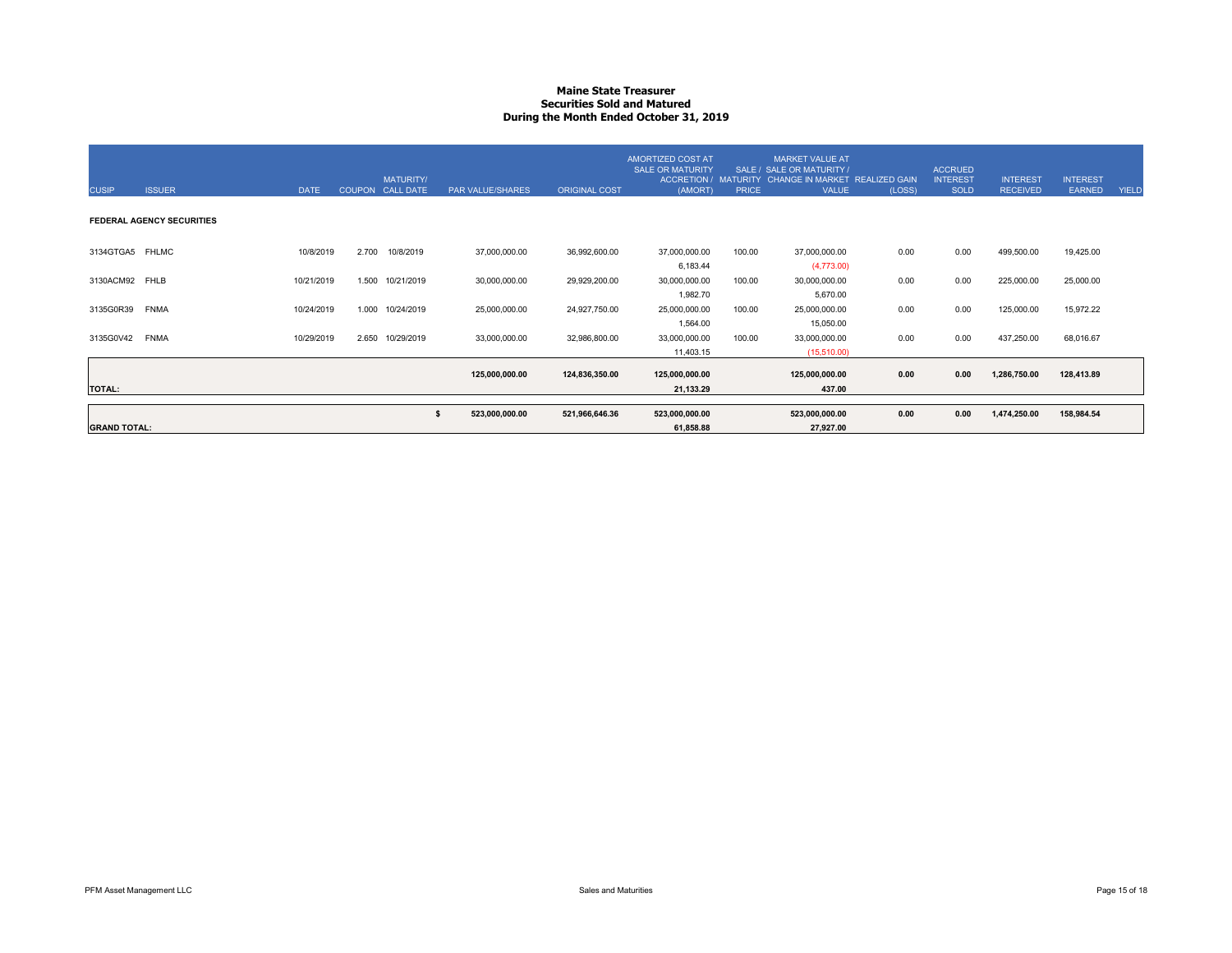# Maine State Treasurer
## Securities Sold and Matured
### During the Month Ended October 31, 2019

| CUSIP | ISSUER | DATE | COUPON | MATURITY/ CALL DATE | PAR VALUE/SHARES | ORIGINAL COST | AMORTIZED COST AT SALE OR MATURITY ACCRETION / (AMORT) | SALE / MATURITY PRICE | MARKET VALUE AT SALE OR MATURITY / CHANGE IN MARKET VALUE | REALIZED GAIN (LOSS) | ACCRUED INTEREST SOLD | INTEREST RECEIVED | INTEREST EARNED | YIELD |
|---|---|---|---|---|---|---|---|---|---|---|---|---|---|---|
| **FEDERAL AGENCY SECURITIES** | | | | | | | | | | | | | | |
| 3134GTGA5 | FHLMC | 10/8/2019 | 2.700 | 10/8/2019 | 37,000,000.00 | 36,992,600.00 | 37,000,000.00 | 100.00 | 37,000,000.00 | 0.00 | 0.00 | 499,500.00 | 19,425.00 | |
| | | | | | | | 6,183.44 | | (4,773.00) | | | | | |
| 3130ACM92 | FHLB | 10/21/2019 | 1.500 | 10/21/2019 | 30,000,000.00 | 29,929,200.00 | 30,000,000.00 | 100.00 | 30,000,000.00 | 0.00 | 0.00 | 225,000.00 | 25,000.00 | |
| | | | | | | | 1,982.70 | | 5,670.00 | | | | | |
| 3135G0R39 | FNMA | 10/24/2019 | 1.000 | 10/24/2019 | 25,000,000.00 | 24,927,750.00 | 25,000,000.00 | 100.00 | 25,000,000.00 | 0.00 | 0.00 | 125,000.00 | 15,972.22 | |
| | | | | | | | 1,564.00 | | 15,050.00 | | | | | |
| 3135G0V42 | FNMA | 10/29/2019 | 2.650 | 10/29/2019 | 33,000,000.00 | 32,986,800.00 | 33,000,000.00 | 100.00 | 33,000,000.00 | 0.00 | 0.00 | 437,250.00 | 68,016.67 | |
| | | | | | | | 11,403.15 | | (15,510.00) | | | | | |
| **TOTAL:** | | | | | **125,000,000.00** | **124,836,350.00** | **125,000,000.00** | | **125,000,000.00** | **0.00** | **0.00** | **1,286,750.00** | **128,413.89** | |
| | | | | | | | **21,133.29** | | **437.00** | | | | | |
| **GRAND TOTAL:** | | | | | **$ 523,000,000.00** | **521,966,646.36** | **523,000,000.00** | | **523,000,000.00** | **0.00** | **0.00** | **1,474,250.00** | **158,984.54** | |
| | | | | | | | **61,858.88** | | **27,927.00** | | | | | |

PFM Asset Management LLC — Sales and Maturities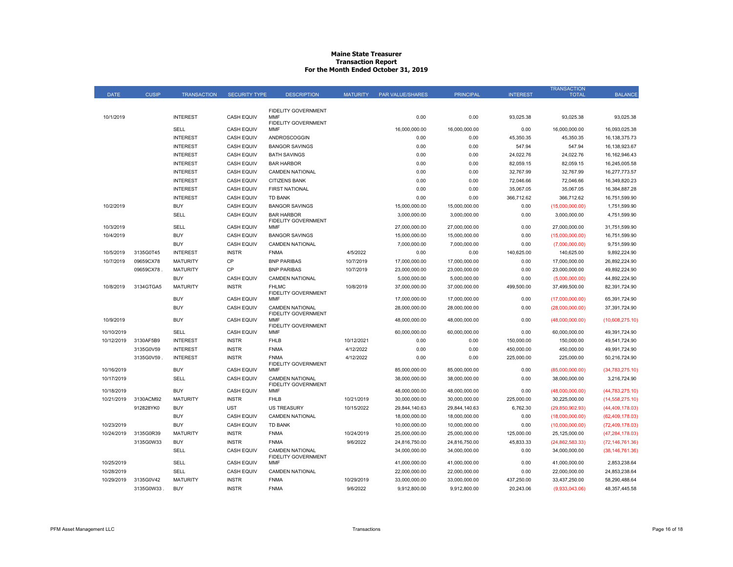# Maine State Treasurer
## Transaction Report
### For the Month Ended October 31, 2019

| DATE | CUSIP | TRANSACTION | SECURITY TYPE | DESCRIPTION | MATURITY | PAR VALUE/SHARES | PRINCIPAL | INTEREST | TRANSACTION TOTAL | BALANCE |
|---|---|---|---|---|---|---|---|---|---|---|
| 10/1/2019 | | INTEREST | CASH EQUIV | FIDELITY GOVERNMENT MMF | | 0.00 | 0.00 | 93,025.38 | 93,025.38 | 93,025.38 |
| | | SELL | CASH EQUIV | FIDELITY GOVERNMENT MMF | | 16,000,000.00 | 16,000,000.00 | 0.00 | 16,000,000.00 | 16,093,025.38 |
| | | INTEREST | CASH EQUIV | ANDROSCOGGIN | | 0.00 | 0.00 | 45,350.35 | 45,350.35 | 16,138,375.73 |
| | | INTEREST | CASH EQUIV | BANGOR SAVINGS | | 0.00 | 0.00 | 547.94 | 547.94 | 16,138,923.67 |
| | | INTEREST | CASH EQUIV | BATH SAVINGS | | 0.00 | 0.00 | 24,022.76 | 24,022.76 | 16,162,946.43 |
| | | INTEREST | CASH EQUIV | BAR HARBOR | | 0.00 | 0.00 | 82,059.15 | 82,059.15 | 16,245,005.58 |
| | | INTEREST | CASH EQUIV | CAMDEN NATIONAL | | 0.00 | 0.00 | 32,767.99 | 32,767.99 | 16,277,773.57 |
| | | INTEREST | CASH EQUIV | CITIZENS BANK | | 0.00 | 0.00 | 72,046.66 | 72,046.66 | 16,349,820.23 |
| | | INTEREST | CASH EQUIV | FIRST NATIONAL | | 0.00 | 0.00 | 35,067.05 | 35,067.05 | 16,384,887.28 |
| | | INTEREST | CASH EQUIV | TD BANK | | 0.00 | 0.00 | 366,712.62 | 366,712.62 | 16,751,599.90 |
| 10/2/2019 | | BUY | CASH EQUIV | BANGOR SAVINGS | | 15,000,000.00 | 15,000,000.00 | 0.00 | (15,000,000.00) | 1,751,599.90 |
| | | SELL | CASH EQUIV | BAR HARBOR | | 3,000,000.00 | 3,000,000.00 | 0.00 | 3,000,000.00 | 4,751,599.90 |
| 10/3/2019 | | SELL | CASH EQUIV | FIDELITY GOVERNMENT MMF | | 27,000,000.00 | 27,000,000.00 | 0.00 | 27,000,000.00 | 31,751,599.90 |
| 10/4/2019 | | BUY | CASH EQUIV | BANGOR SAVINGS | | 15,000,000.00 | 15,000,000.00 | 0.00 | (15,000,000.00) | 16,751,599.90 |
| | | BUY | CASH EQUIV | CAMDEN NATIONAL | | 7,000,000.00 | 7,000,000.00 | 0.00 | (7,000,000.00) | 9,751,599.90 |
| 10/5/2019 | 3135G0T45 | INTEREST | INSTR | FNMA | 4/5/2022 | 0.00 | 0.00 | 140,625.00 | 140,625.00 | 9,892,224.90 |
| 10/7/2019 | 09659CX78 | MATURITY | CP | BNP PARIBAS | 10/7/2019 | 17,000,000.00 | 17,000,000.00 | 0.00 | 17,000,000.00 | 26,892,224.90 |
| | 09659CX78 . | MATURITY | CP | BNP PARIBAS | 10/7/2019 | 23,000,000.00 | 23,000,000.00 | 0.00 | 23,000,000.00 | 49,892,224.90 |
| | | BUY | CASH EQUIV | CAMDEN NATIONAL | | 5,000,000.00 | 5,000,000.00 | 0.00 | (5,000,000.00) | 44,892,224.90 |
| 10/8/2019 | 3134GTGA5 | MATURITY | INSTR | FHLMC | 10/8/2019 | 37,000,000.00 | 37,000,000.00 | 499,500.00 | 37,499,500.00 | 82,391,724.90 |
| | | BUY | CASH EQUIV | FIDELITY GOVERNMENT MMF | | 17,000,000.00 | 17,000,000.00 | 0.00 | (17,000,000.00) | 65,391,724.90 |
| | | BUY | CASH EQUIV | CAMDEN NATIONAL | | 28,000,000.00 | 28,000,000.00 | 0.00 | (28,000,000.00) | 37,391,724.90 |
| 10/9/2019 | | BUY | CASH EQUIV | FIDELITY GOVERNMENT MMF | | 48,000,000.00 | 48,000,000.00 | 0.00 | (48,000,000.00) | (10,608,275.10) |
| 10/10/2019 | | SELL | CASH EQUIV | FIDELITY GOVERNMENT MMF | | 60,000,000.00 | 60,000,000.00 | 0.00 | 60,000,000.00 | 49,391,724.90 |
| 10/12/2019 | 3130AF5B9 | INTEREST | INSTR | FHLB | 10/12/2021 | 0.00 | 0.00 | 150,000.00 | 150,000.00 | 49,541,724.90 |
| | 3135G0V59 | INTEREST | INSTR | FNMA | 4/12/2022 | 0.00 | 0.00 | 450,000.00 | 450,000.00 | 49,991,724.90 |
| | 3135G0V59 . | INTEREST | INSTR | FNMA | 4/12/2022 | 0.00 | 0.00 | 225,000.00 | 225,000.00 | 50,216,724.90 |
| 10/16/2019 | | BUY | CASH EQUIV | FIDELITY GOVERNMENT MMF | | 85,000,000.00 | 85,000,000.00 | 0.00 | (85,000,000.00) | (34,783,275.10) |
| 10/17/2019 | | SELL | CASH EQUIV | CAMDEN NATIONAL | | 38,000,000.00 | 38,000,000.00 | 0.00 | 38,000,000.00 | 3,216,724.90 |
| 10/18/2019 | | BUY | CASH EQUIV | FIDELITY GOVERNMENT MMF | | 48,000,000.00 | 48,000,000.00 | 0.00 | (48,000,000.00) | (44,783,275.10) |
| 10/21/2019 | 3130ACM92 | MATURITY | INSTR | FHLB | 10/21/2019 | 30,000,000.00 | 30,000,000.00 | 225,000.00 | 30,225,000.00 | (14,558,275.10) |
| | 912828YK0 | BUY | UST | US TREASURY | 10/15/2022 | 29,844,140.63 | 29,844,140.63 | 6,762.30 | (29,850,902.93) | (44,409,178.03) |
| | | BUY | CASH EQUIV | CAMDEN NATIONAL | | 18,000,000.00 | 18,000,000.00 | 0.00 | (18,000,000.00) | (62,409,178.03) |
| 10/23/2019 | | BUY | CASH EQUIV | TD BANK | | 10,000,000.00 | 10,000,000.00 | 0.00 | (10,000,000.00) | (72,409,178.03) |
| 10/24/2019 | 3135G0R39 | MATURITY | INSTR | FNMA | 10/24/2019 | 25,000,000.00 | 25,000,000.00 | 125,000.00 | 25,125,000.00 | (47,284,178.03) |
| | 3135G0W33 | BUY | INSTR | FNMA | 9/6/2022 | 24,816,750.00 | 24,816,750.00 | 45,833.33 | (24,862,583.33) | (72,146,761.36) |
| | | SELL | CASH EQUIV | CAMDEN NATIONAL | | 34,000,000.00 | 34,000,000.00 | 0.00 | 34,000,000.00 | (38,146,761.36) |
| 10/25/2019 | | SELL | CASH EQUIV | FIDELITY GOVERNMENT MMF | | 41,000,000.00 | 41,000,000.00 | 0.00 | 41,000,000.00 | 2,853,238.64 |
| 10/28/2019 | | SELL | CASH EQUIV | CAMDEN NATIONAL | | 22,000,000.00 | 22,000,000.00 | 0.00 | 22,000,000.00 | 24,853,238.64 |
| 10/29/2019 | 3135G0V42 | MATURITY | INSTR | FNMA | 10/29/2019 | 33,000,000.00 | 33,000,000.00 | 437,250.00 | 33,437,250.00 | 58,290,488.64 |
| | 3135G0W33 . | BUY | INSTR | FNMA | 9/6/2022 | 9,912,800.00 | 9,912,800.00 | 20,243.06 | (9,933,043.06) | 48,357,445.58 |

PFM Asset Management LLC — Transactions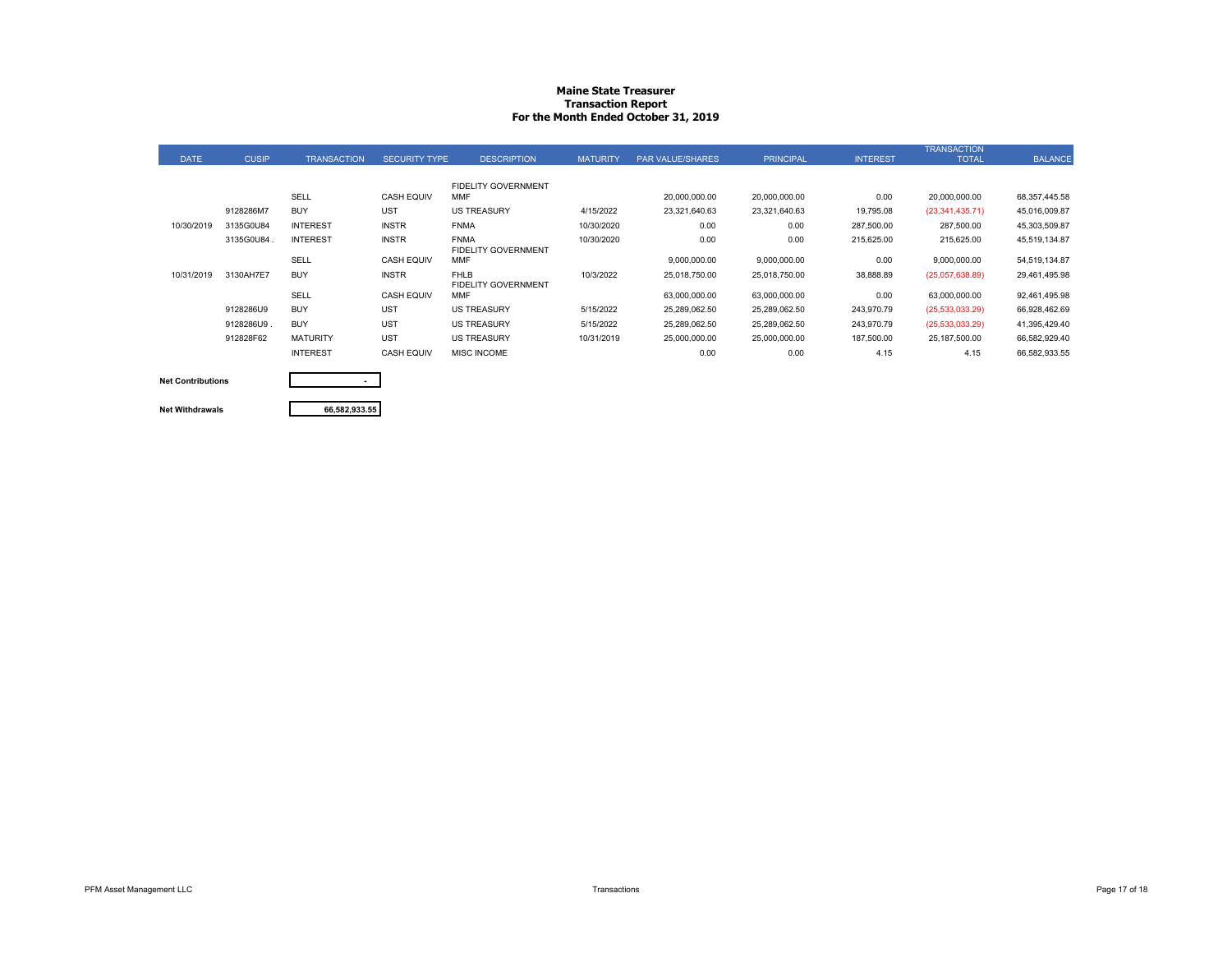# Maine State Treasurer
## Transaction Report
## For the Month Ended October 31, 2019

| DATE | CUSIP | TRANSACTION | SECURITY TYPE | DESCRIPTION | MATURITY | PAR VALUE/SHARES | PRINCIPAL | INTEREST | TRANSACTION TOTAL | BALANCE |
|---|---|---|---|---|---|---|---|---|---|---|
| | | SELL | CASH EQUIV | FIDELITY GOVERNMENT MMF | | 20,000,000.00 | 20,000,000.00 | 0.00 | 20,000,000.00 | 68,357,445.58 |
| | 9128286M7 | BUY | UST | US TREASURY | 4/15/2022 | 23,321,640.63 | 23,321,640.63 | 19,795.08 | (23,341,435.71) | 45,016,009.87 |
| 10/30/2019 | 3135G0U84 | INTEREST | INSTR | FNMA | 10/30/2020 | 0.00 | 0.00 | 287,500.00 | 287,500.00 | 45,303,509.87 |
| | 3135G0U84 . | INTEREST | INSTR | FNMA | 10/30/2020 | 0.00 | 0.00 | 215,625.00 | 215,625.00 | 45,519,134.87 |
| | | SELL | CASH EQUIV | FIDELITY GOVERNMENT MMF | | 9,000,000.00 | 9,000,000.00 | 0.00 | 9,000,000.00 | 54,519,134.87 |
| 10/31/2019 | 3130AH7E7 | BUY | INSTR | FHLB | 10/3/2022 | 25,018,750.00 | 25,018,750.00 | 38,888.89 | (25,057,638.89) | 29,461,495.98 |
| | | SELL | CASH EQUIV | FIDELITY GOVERNMENT MMF | | 63,000,000.00 | 63,000,000.00 | 0.00 | 63,000,000.00 | 92,461,495.98 |
| | 9128286U9 | BUY | UST | US TREASURY | 5/15/2022 | 25,289,062.50 | 25,289,062.50 | 243,970.79 | (25,533,033.29) | 66,928,462.69 |
| | 9128286U9 . | BUY | UST | US TREASURY | 5/15/2022 | 25,289,062.50 | 25,289,062.50 | 243,970.79 | (25,533,033.29) | 41,395,429.40 |
| | 912828F62 | MATURITY | UST | US TREASURY | 10/31/2019 | 25,000,000.00 | 25,000,000.00 | 187,500.00 | 25,187,500.00 | 66,582,929.40 |
| | | INTEREST | CASH EQUIV | MISC INCOME | | 0.00 | 0.00 | 4.15 | 4.15 | 66,582,933.55 |

| | |
|---|---|
| **Net Contributions** | - |
| **Net Withdrawals** | 66,582,933.55 |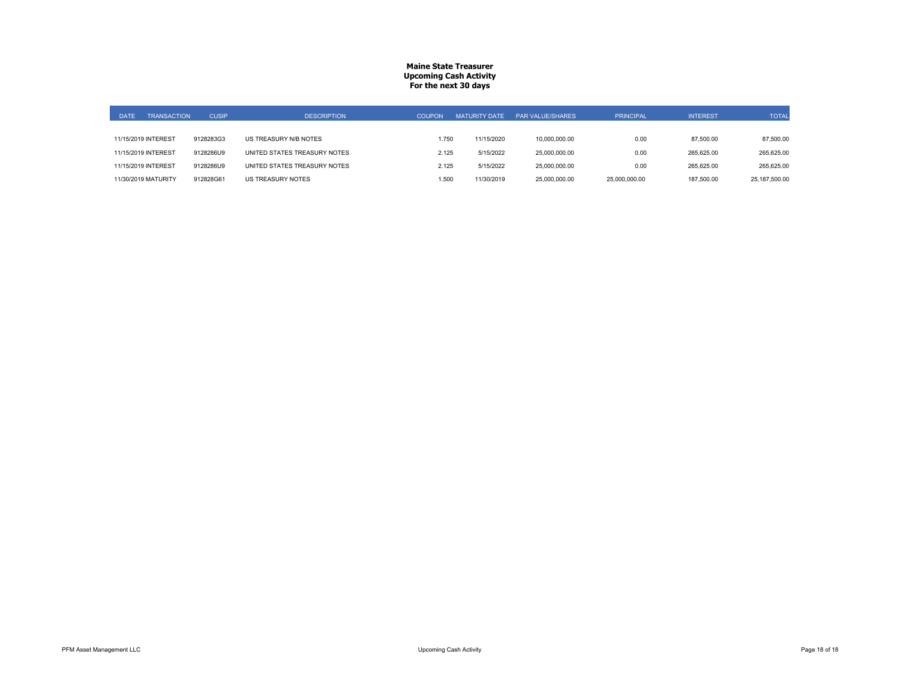# Maine State Treasurer
## Upcoming Cash Activity
### For the next 30 days

| DATE | TRANSACTION | CUSIP | DESCRIPTION | COUPON | MATURITY DATE | PAR VALUE/SHARES | PRINCIPAL | INTEREST | TOTAL |
|---|---|---|---|---|---|---|---|---|---|
| 11/15/2019 | INTEREST | 9128283G3 | US TREASURY N/B NOTES | 1.750 | 11/15/2020 | 10,000,000.00 | 0.00 | 87,500.00 | 87,500.00 |
| 11/15/2019 | INTEREST | 9128286U9 | UNITED STATES TREASURY NOTES | 2.125 | 5/15/2022 | 25,000,000.00 | 0.00 | 265,625.00 | 265,625.00 |
| 11/15/2019 | INTEREST | 9128286U9 | UNITED STATES TREASURY NOTES | 2.125 | 5/15/2022 | 25,000,000.00 | 0.00 | 265,625.00 | 265,625.00 |
| 11/30/2019 | MATURITY | 912828G61 | US TREASURY NOTES | 1.500 | 11/30/2019 | 25,000,000.00 | 25,000,000.00 | 187,500.00 | 25,187,500.00 |